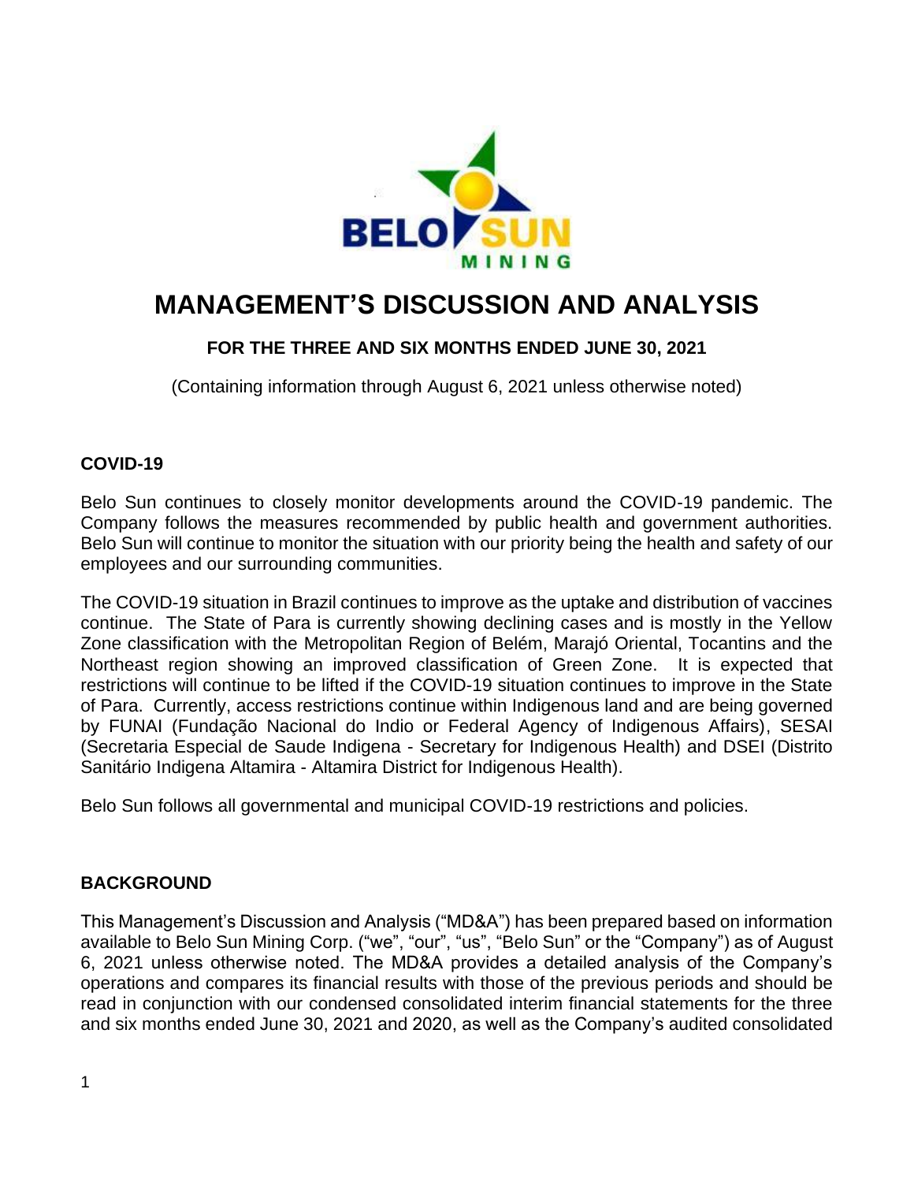# MANAGEMENT'S DISCUSSION AND ANALYSIS

**FOR THE THREE AND SIX MONTHS ENDED JUNE 30, 2021**

(Containing information through August 6, 2021 unless otherwise noted)

## COVID-19

Belo Sun continues to closely monitor developments around the COVID-19 pandemic. The Company follows the measures recommended by public health and government authorities. Belo Sun will continue to monitor the situation with our priority being the health and safety of our employees and our surrounding communities.

The COVID-19 situation in Brazil continues to improve as the uptake and distribution of vaccines continue. The State of Para is currently showing declining cases and is mostly in the Yellow Zone classification with the Metropolitan Region of Belém, Marajó Oriental, Tocantins and the Northeast region showing an improved classification of Green Zone. It is expected that restrictions will continue to be lifted if the COVID-19 situation continues to improve in the State of Para. Currently, access restrictions continue within Indigenous land and are being governed by FUNAI (Fundação Nacional do Indio or Federal Agency of Indigenous Affairs), SESAI (Secretaria Especial de Saude Indigena - Secretary for Indigenous Health) and DSEI (Distrito Sanitário Indigena Altamira - Altamira District for Indigenous Health).

Belo Sun follows all governmental and municipal COVID-19 restrictions and policies.

## BACKGROUND

This Management's Discussion and Analysis ("MD&A") has been prepared based on information available to Belo Sun Mining Corp. ("we", "our", "us", "Belo Sun" or the "Company") as of August 6, 2021 unless otherwise noted. The MD&A provides a detailed analysis of the Company's operations and compares its financial results with those of the previous periods and should be read in conjunction with our condensed consolidated interim financial statements for the three and six months ended June 30, 2021 and 2020, as well as the Company's audited consolidated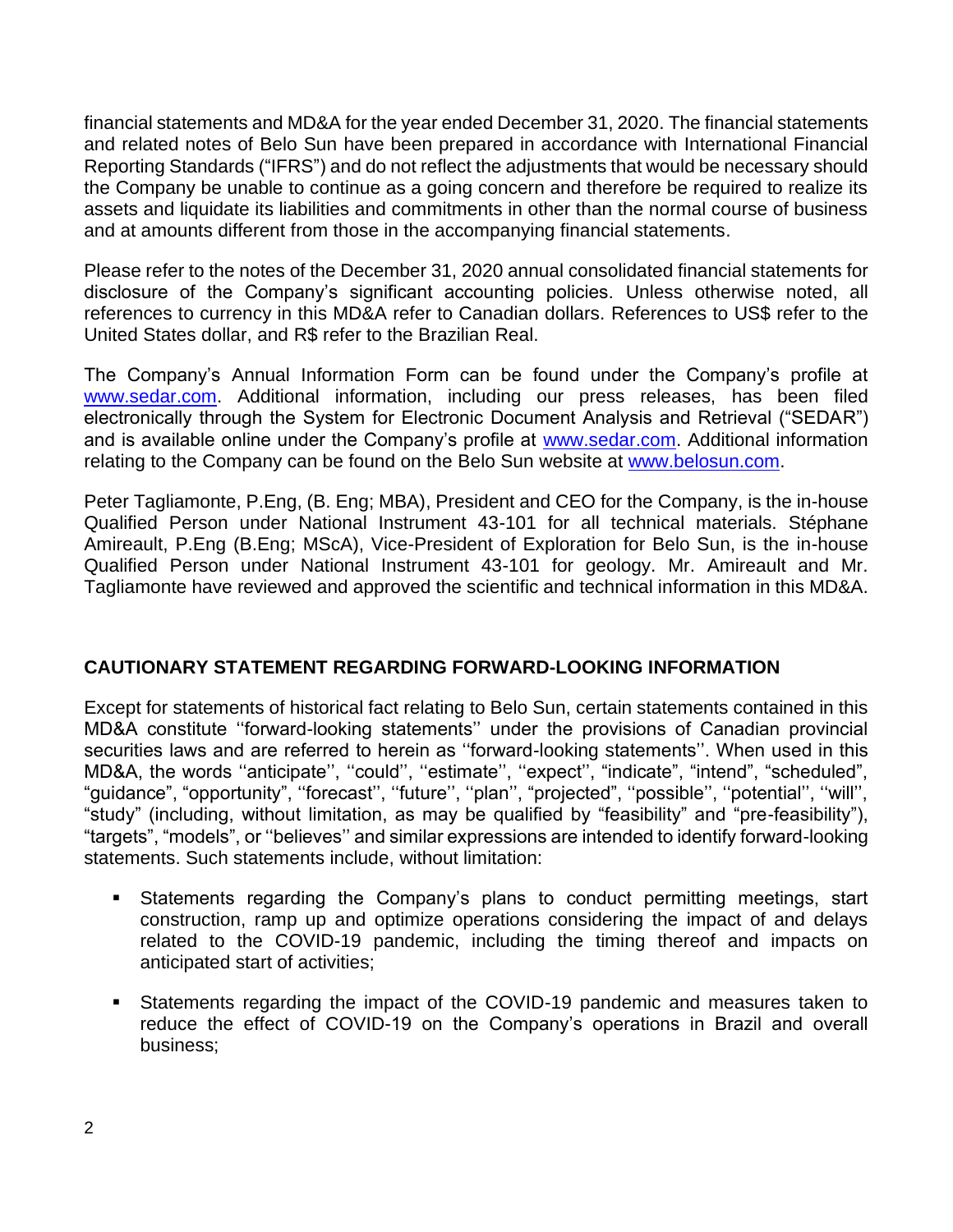financial statements and MD&A for the year ended December 31, 2020. The financial statements and related notes of Belo Sun have been prepared in accordance with International Financial Reporting Standards ("IFRS") and do not reflect the adjustments that would be necessary should the Company be unable to continue as a going concern and therefore be required to realize its assets and liquidate its liabilities and commitments in other than the normal course of business and at amounts different from those in the accompanying financial statements.

Please refer to the notes of the December 31, 2020 annual consolidated financial statements for disclosure of the Company's significant accounting policies. Unless otherwise noted, all references to currency in this MD&A refer to Canadian dollars. References to US$ refer to the United States dollar, and R$ refer to the Brazilian Real.

The Company's Annual Information Form can be found under the Company's profile at www.sedar.com. Additional information, including our press releases, has been filed electronically through the System for Electronic Document Analysis and Retrieval ("SEDAR") and is available online under the Company's profile at www.sedar.com. Additional information relating to the Company can be found on the Belo Sun website at www.belosun.com.

Peter Tagliamonte, P.Eng, (B. Eng; MBA), President and CEO for the Company, is the in-house Qualified Person under National Instrument 43-101 for all technical materials. Stéphane Amireault, P.Eng (B.Eng; MScA), Vice-President of Exploration for Belo Sun, is the in-house Qualified Person under National Instrument 43-101 for geology. Mr. Amireault and Mr. Tagliamonte have reviewed and approved the scientific and technical information in this MD&A.

## CAUTIONARY STATEMENT REGARDING FORWARD-LOOKING INFORMATION

Except for statements of historical fact relating to Belo Sun, certain statements contained in this MD&A constitute ''forward-looking statements'' under the provisions of Canadian provincial securities laws and are referred to herein as ''forward-looking statements''. When used in this MD&A, the words ''anticipate'', ''could'', ''estimate'', ''expect'', "indicate", "intend", "scheduled", "guidance", "opportunity", ''forecast'', ''future'', ''plan'', "projected", ''possible'', ''potential'', ''will'', "study" (including, without limitation, as may be qualified by "feasibility" and "pre-feasibility"), "targets", "models", or ''believes'' and similar expressions are intended to identify forward-looking statements. Such statements include, without limitation:

- Statements regarding the Company's plans to conduct permitting meetings, start construction, ramp up and optimize operations considering the impact of and delays related to the COVID-19 pandemic, including the timing thereof and impacts on anticipated start of activities;
- Statements regarding the impact of the COVID-19 pandemic and measures taken to reduce the effect of COVID-19 on the Company's operations in Brazil and overall business;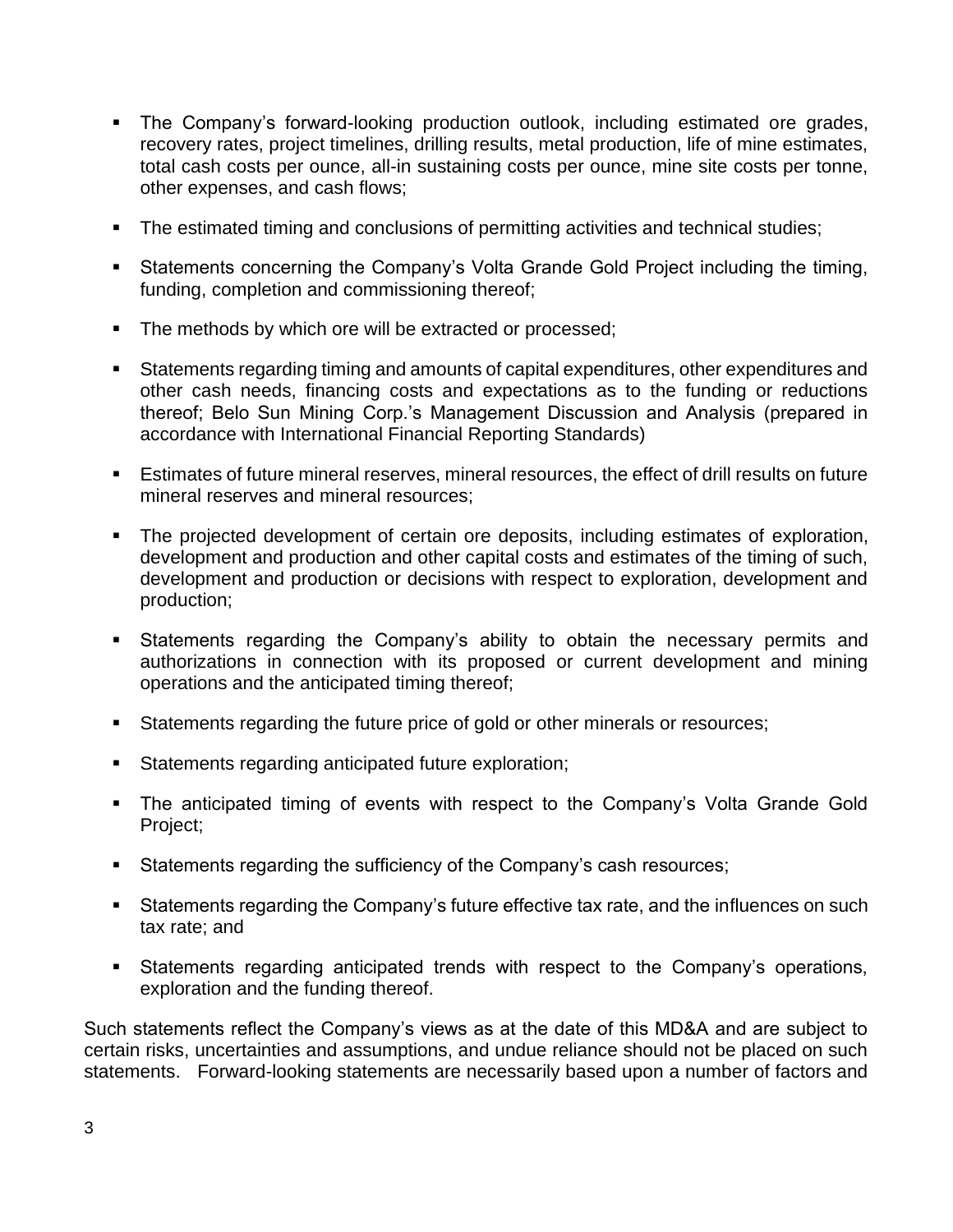- The Company's forward-looking production outlook, including estimated ore grades, recovery rates, project timelines, drilling results, metal production, life of mine estimates, total cash costs per ounce, all-in sustaining costs per ounce, mine site costs per tonne, other expenses, and cash flows;

- The estimated timing and conclusions of permitting activities and technical studies;

- Statements concerning the Company's Volta Grande Gold Project including the timing, funding, completion and commissioning thereof;

- The methods by which ore will be extracted or processed;

- Statements regarding timing and amounts of capital expenditures, other expenditures and other cash needs, financing costs and expectations as to the funding or reductions thereof; Belo Sun Mining Corp.'s Management Discussion and Analysis (prepared in accordance with International Financial Reporting Standards)

- Estimates of future mineral reserves, mineral resources, the effect of drill results on future mineral reserves and mineral resources;

- The projected development of certain ore deposits, including estimates of exploration, development and production and other capital costs and estimates of the timing of such, development and production or decisions with respect to exploration, development and production;

- Statements regarding the Company's ability to obtain the necessary permits and authorizations in connection with its proposed or current development and mining operations and the anticipated timing thereof;

- Statements regarding the future price of gold or other minerals or resources;

- Statements regarding anticipated future exploration;

- The anticipated timing of events with respect to the Company's Volta Grande Gold Project;

- Statements regarding the sufficiency of the Company's cash resources;

- Statements regarding the Company's future effective tax rate, and the influences on such tax rate; and

- Statements regarding anticipated trends with respect to the Company's operations, exploration and the funding thereof.

Such statements reflect the Company's views as at the date of this MD&A and are subject to certain risks, uncertainties and assumptions, and undue reliance should not be placed on such statements. Forward-looking statements are necessarily based upon a number of factors and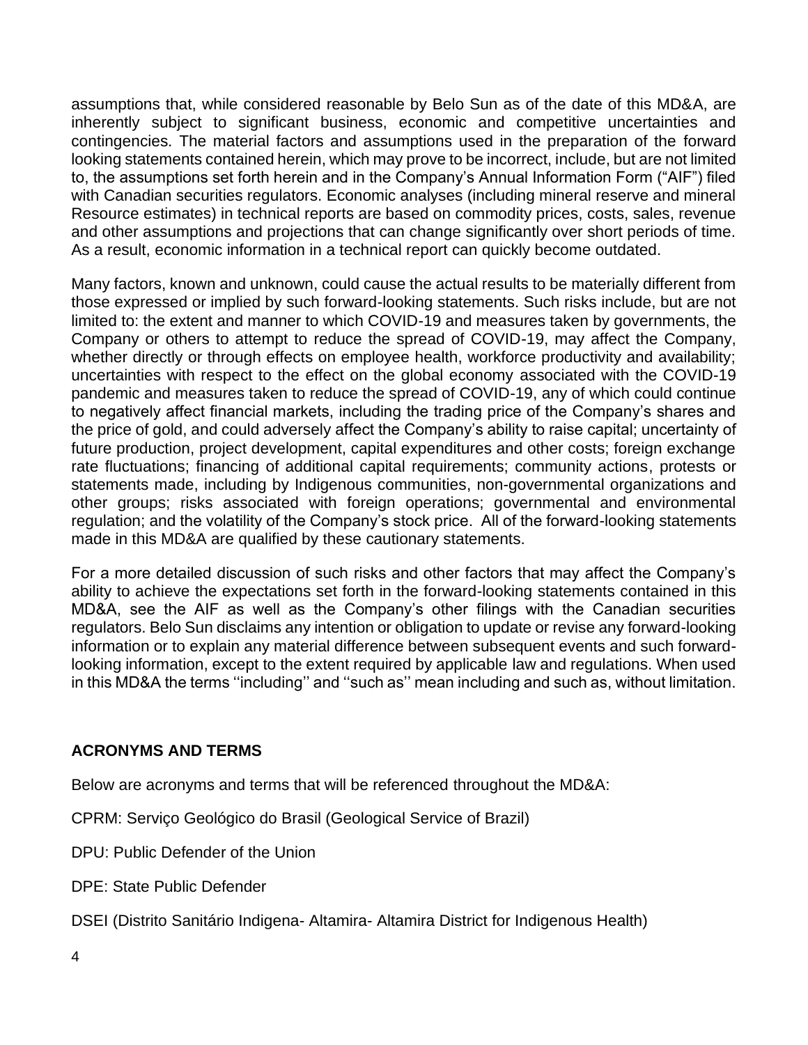assumptions that, while considered reasonable by Belo Sun as of the date of this MD&A, are inherently subject to significant business, economic and competitive uncertainties and contingencies. The material factors and assumptions used in the preparation of the forward looking statements contained herein, which may prove to be incorrect, include, but are not limited to, the assumptions set forth herein and in the Company's Annual Information Form ("AIF") filed with Canadian securities regulators. Economic analyses (including mineral reserve and mineral Resource estimates) in technical reports are based on commodity prices, costs, sales, revenue and other assumptions and projections that can change significantly over short periods of time. As a result, economic information in a technical report can quickly become outdated.

Many factors, known and unknown, could cause the actual results to be materially different from those expressed or implied by such forward-looking statements. Such risks include, but are not limited to: the extent and manner to which COVID-19 and measures taken by governments, the Company or others to attempt to reduce the spread of COVID-19, may affect the Company, whether directly or through effects on employee health, workforce productivity and availability; uncertainties with respect to the effect on the global economy associated with the COVID-19 pandemic and measures taken to reduce the spread of COVID-19, any of which could continue to negatively affect financial markets, including the trading price of the Company's shares and the price of gold, and could adversely affect the Company's ability to raise capital; uncertainty of future production, project development, capital expenditures and other costs; foreign exchange rate fluctuations; financing of additional capital requirements; community actions, protests or statements made, including by Indigenous communities, non-governmental organizations and other groups; risks associated with foreign operations; governmental and environmental regulation; and the volatility of the Company's stock price. All of the forward-looking statements made in this MD&A are qualified by these cautionary statements.

For a more detailed discussion of such risks and other factors that may affect the Company's ability to achieve the expectations set forth in the forward-looking statements contained in this MD&A, see the AIF as well as the Company's other filings with the Canadian securities regulators. Belo Sun disclaims any intention or obligation to update or revise any forward-looking information or to explain any material difference between subsequent events and such forward-looking information, except to the extent required by applicable law and regulations. When used in this MD&A the terms ''including'' and ''such as'' mean including and such as, without limitation.

**ACRONYMS AND TERMS**

Below are acronyms and terms that will be referenced throughout the MD&A:

CPRM: Serviço Geológico do Brasil (Geological Service of Brazil)

DPU: Public Defender of the Union

DPE: State Public Defender

DSEI (Distrito Sanitário Indigena- Altamira- Altamira District for Indigenous Health)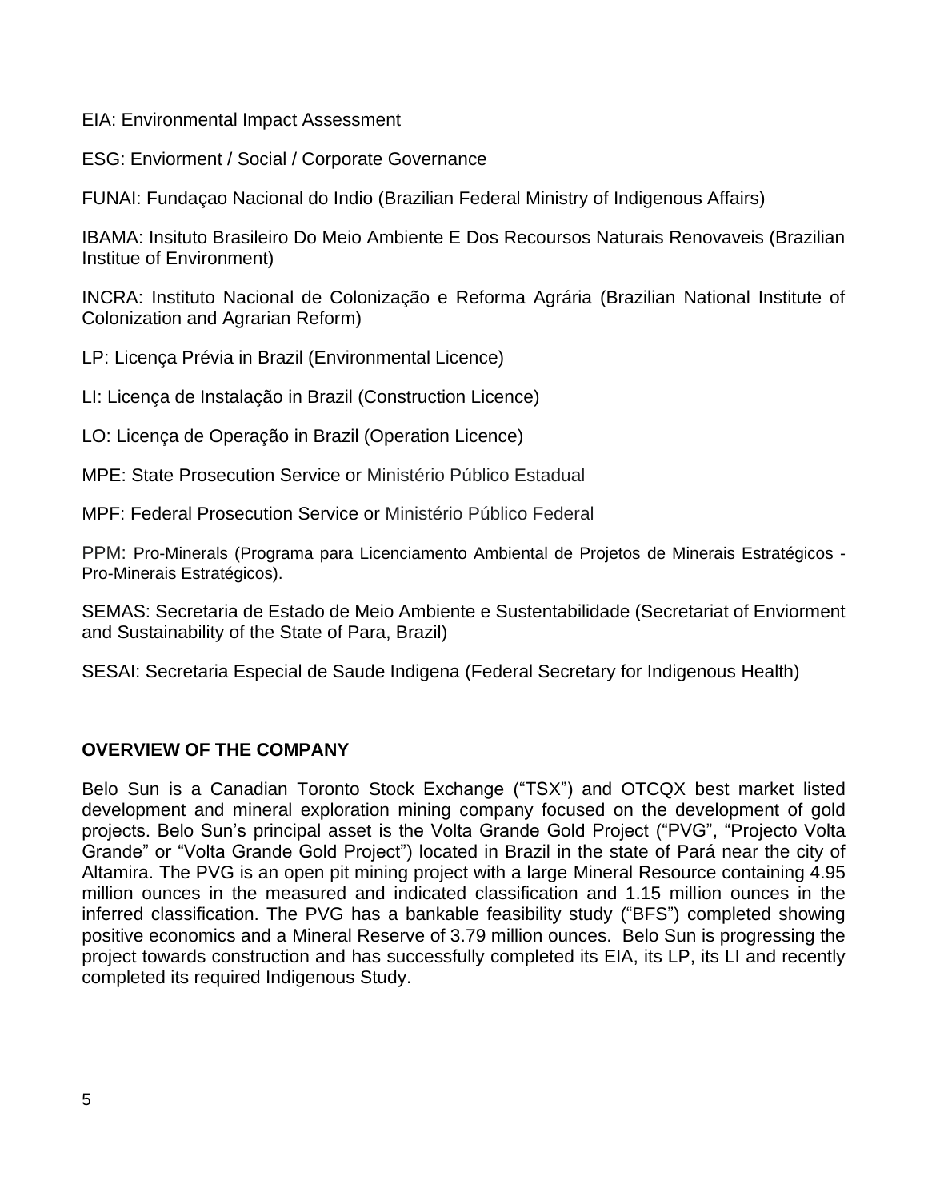EIA: Environmental Impact Assessment

ESG: Enviorment / Social / Corporate Governance

FUNAI: Fundaçao Nacional do Indio (Brazilian Federal Ministry of Indigenous Affairs)

IBAMA: Insituto Brasileiro Do Meio Ambiente E Dos Recoursos Naturais Renovaveis (Brazilian Institue of Environment)

INCRA: Instituto Nacional de Colonização e Reforma Agrária (Brazilian National Institute of Colonization and Agrarian Reform)

LP: Licença Prévia in Brazil (Environmental Licence)

LI: Licença de Instalação in Brazil (Construction Licence)

LO: Licença de Operação in Brazil (Operation Licence)

MPE: State Prosecution Service or Ministério Público Estadual

MPF: Federal Prosecution Service or Ministério Público Federal

PPM: Pro-Minerals (Programa para Licenciamento Ambiental de Projetos de Minerais Estratégicos - Pro-Minerais Estratégicos).

SEMAS: Secretaria de Estado de Meio Ambiente e Sustentabilidade (Secretariat of Enviorment and Sustainability of the State of Para, Brazil)

SESAI: Secretaria Especial de Saude Indigena (Federal Secretary for Indigenous Health)

## OVERVIEW OF THE COMPANY

Belo Sun is a Canadian Toronto Stock Exchange ("TSX") and OTCQX best market listed development and mineral exploration mining company focused on the development of gold projects. Belo Sun's principal asset is the Volta Grande Gold Project ("PVG", "Projecto Volta Grande" or "Volta Grande Gold Project") located in Brazil in the state of Pará near the city of Altamira. The PVG is an open pit mining project with a large Mineral Resource containing 4.95 million ounces in the measured and indicated classification and 1.15 million ounces in the inferred classification. The PVG has a bankable feasibility study ("BFS") completed showing positive economics and a Mineral Reserve of 3.79 million ounces. Belo Sun is progressing the project towards construction and has successfully completed its EIA, its LP, its LI and recently completed its required Indigenous Study.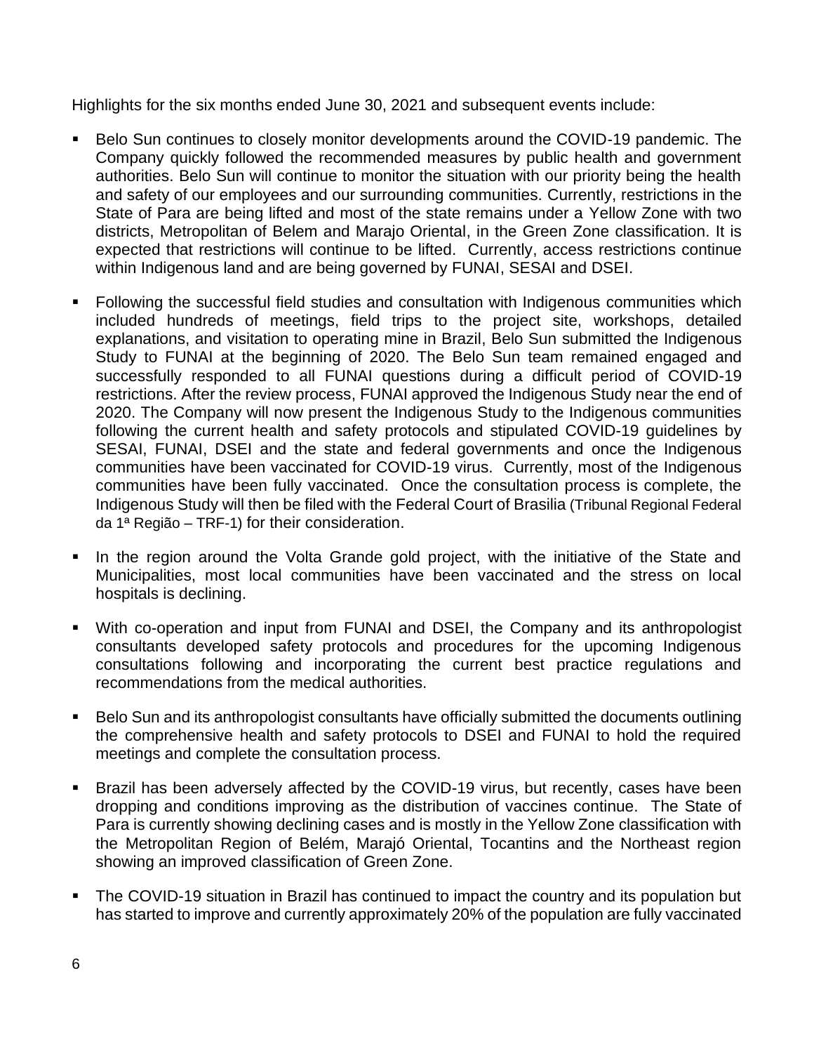Highlights for the six months ended June 30, 2021 and subsequent events include:

- Belo Sun continues to closely monitor developments around the COVID-19 pandemic. The Company quickly followed the recommended measures by public health and government authorities. Belo Sun will continue to monitor the situation with our priority being the health and safety of our employees and our surrounding communities. Currently, restrictions in the State of Para are being lifted and most of the state remains under a Yellow Zone with two districts, Metropolitan of Belem and Marajo Oriental, in the Green Zone classification. It is expected that restrictions will continue to be lifted. Currently, access restrictions continue within Indigenous land and are being governed by FUNAI, SESAI and DSEI.

- Following the successful field studies and consultation with Indigenous communities which included hundreds of meetings, field trips to the project site, workshops, detailed explanations, and visitation to operating mine in Brazil, Belo Sun submitted the Indigenous Study to FUNAI at the beginning of 2020. The Belo Sun team remained engaged and successfully responded to all FUNAI questions during a difficult period of COVID-19 restrictions. After the review process, FUNAI approved the Indigenous Study near the end of 2020. The Company will now present the Indigenous Study to the Indigenous communities following the current health and safety protocols and stipulated COVID-19 guidelines by SESAI, FUNAI, DSEI and the state and federal governments and once the Indigenous communities have been vaccinated for COVID-19 virus. Currently, most of the Indigenous communities have been fully vaccinated. Once the consultation process is complete, the Indigenous Study will then be filed with the Federal Court of Brasilia (Tribunal Regional Federal da 1ª Região – TRF-1) for their consideration.

- In the region around the Volta Grande gold project, with the initiative of the State and Municipalities, most local communities have been vaccinated and the stress on local hospitals is declining.

- With co-operation and input from FUNAI and DSEI, the Company and its anthropologist consultants developed safety protocols and procedures for the upcoming Indigenous consultations following and incorporating the current best practice regulations and recommendations from the medical authorities.

- Belo Sun and its anthropologist consultants have officially submitted the documents outlining the comprehensive health and safety protocols to DSEI and FUNAI to hold the required meetings and complete the consultation process.

- Brazil has been adversely affected by the COVID-19 virus, but recently, cases have been dropping and conditions improving as the distribution of vaccines continue. The State of Para is currently showing declining cases and is mostly in the Yellow Zone classification with the Metropolitan Region of Belém, Marajó Oriental, Tocantins and the Northeast region showing an improved classification of Green Zone.

- The COVID-19 situation in Brazil has continued to impact the country and its population but has started to improve and currently approximately 20% of the population are fully vaccinated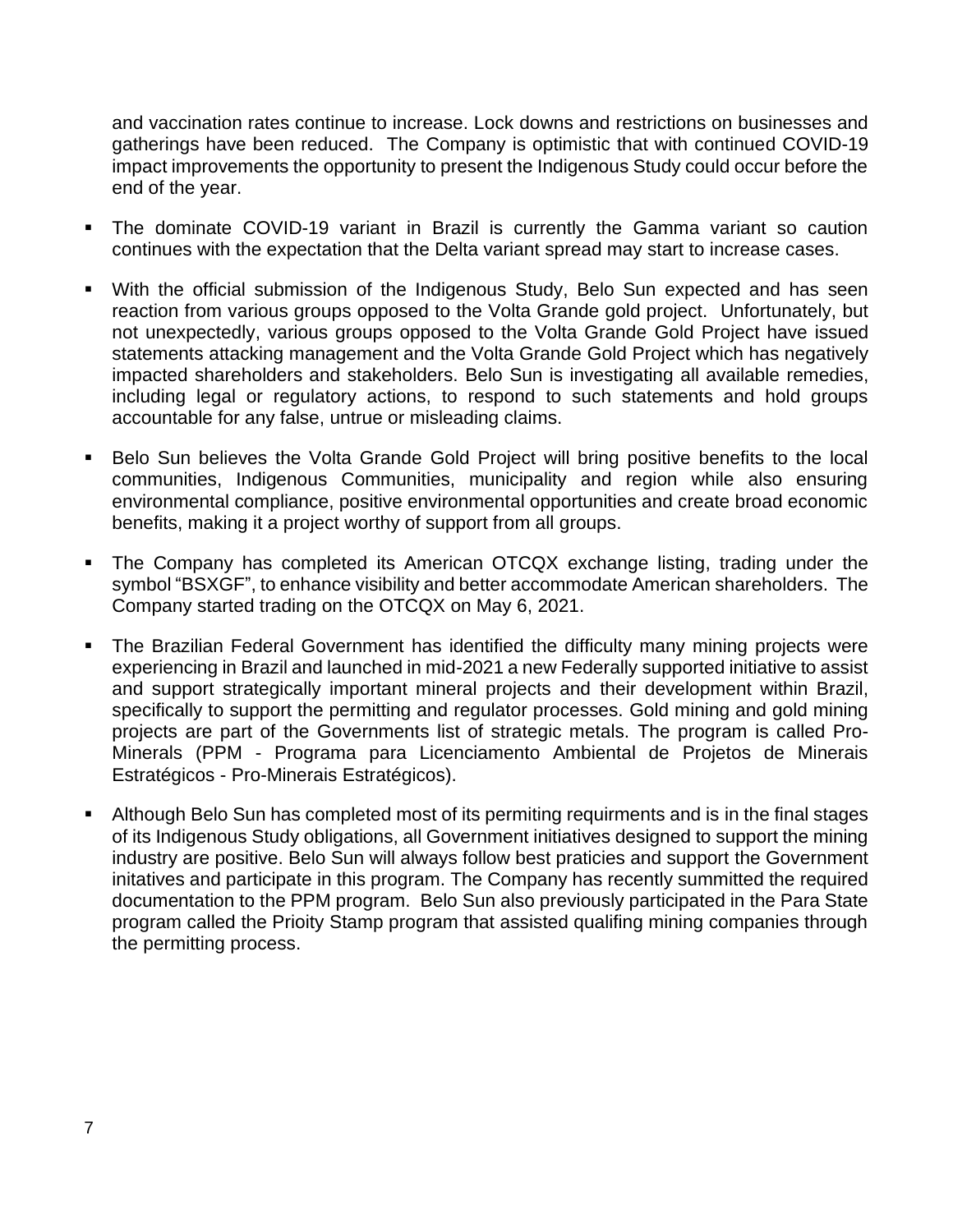and vaccination rates continue to increase. Lock downs and restrictions on businesses and gatherings have been reduced. The Company is optimistic that with continued COVID-19 impact improvements the opportunity to present the Indigenous Study could occur before the end of the year.

- The dominate COVID-19 variant in Brazil is currently the Gamma variant so caution continues with the expectation that the Delta variant spread may start to increase cases.
- With the official submission of the Indigenous Study, Belo Sun expected and has seen reaction from various groups opposed to the Volta Grande gold project. Unfortunately, but not unexpectedly, various groups opposed to the Volta Grande Gold Project have issued statements attacking management and the Volta Grande Gold Project which has negatively impacted shareholders and stakeholders. Belo Sun is investigating all available remedies, including legal or regulatory actions, to respond to such statements and hold groups accountable for any false, untrue or misleading claims.
- Belo Sun believes the Volta Grande Gold Project will bring positive benefits to the local communities, Indigenous Communities, municipality and region while also ensuring environmental compliance, positive environmental opportunities and create broad economic benefits, making it a project worthy of support from all groups.
- The Company has completed its American OTCQX exchange listing, trading under the symbol "BSXGF", to enhance visibility and better accommodate American shareholders. The Company started trading on the OTCQX on May 6, 2021.
- The Brazilian Federal Government has identified the difficulty many mining projects were experiencing in Brazil and launched in mid-2021 a new Federally supported initiative to assist and support strategically important mineral projects and their development within Brazil, specifically to support the permitting and regulator processes. Gold mining and gold mining projects are part of the Governments list of strategic metals. The program is called Pro-Minerals (PPM - Programa para Licenciamento Ambiental de Projetos de Minerais Estratégicos - Pro-Minerais Estratégicos).
- Although Belo Sun has completed most of its permiting requirments and is in the final stages of its Indigenous Study obligations, all Government initiatives designed to support the mining industry are positive. Belo Sun will always follow best praticies and support the Government initatives and participate in this program. The Company has recently summitted the required documentation to the PPM program. Belo Sun also previously participated in the Para State program called the Prioity Stamp program that assisted qualifing mining companies through the permitting process.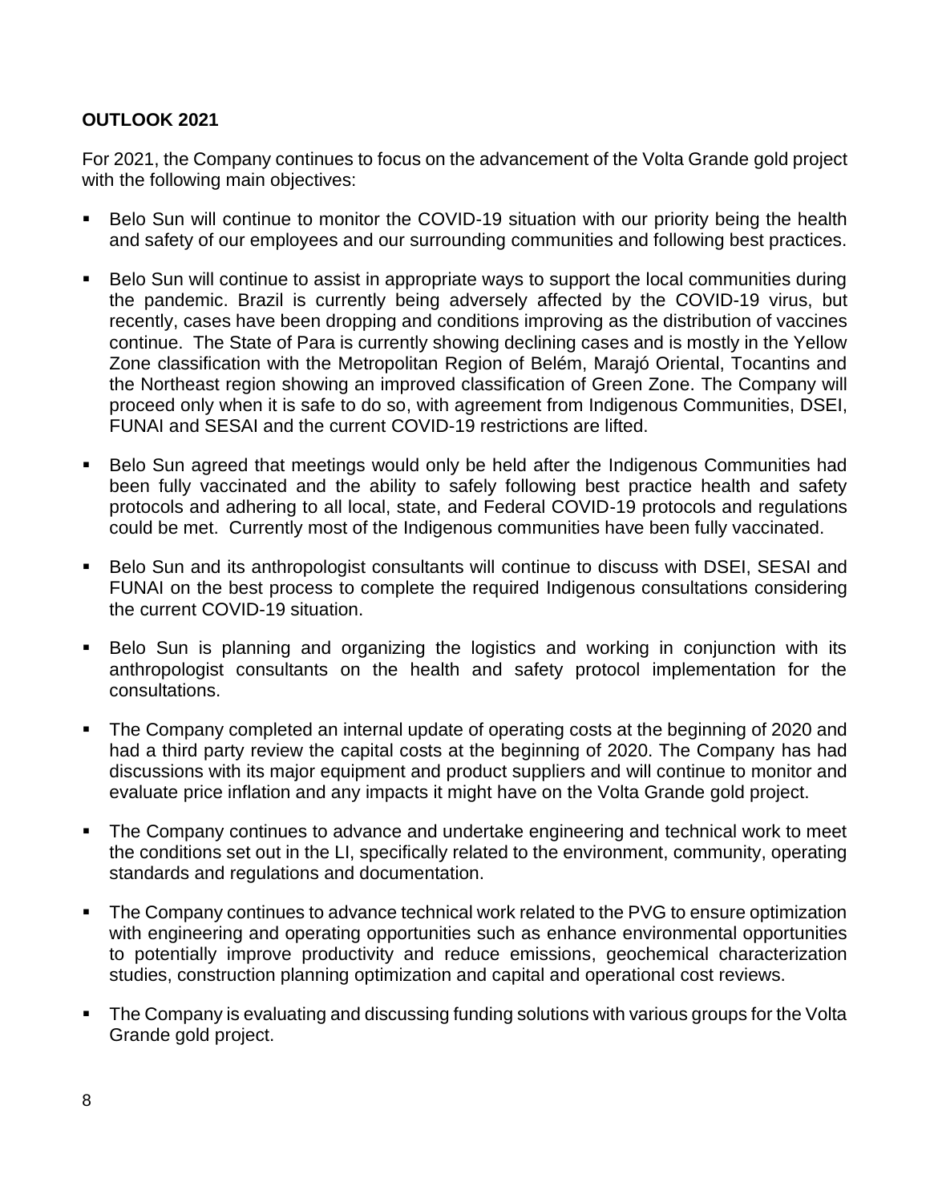**OUTLOOK 2021**

For 2021, the Company continues to focus on the advancement of the Volta Grande gold project with the following main objectives:

- Belo Sun will continue to monitor the COVID-19 situation with our priority being the health and safety of our employees and our surrounding communities and following best practices.
- Belo Sun will continue to assist in appropriate ways to support the local communities during the pandemic. Brazil is currently being adversely affected by the COVID-19 virus, but recently, cases have been dropping and conditions improving as the distribution of vaccines continue. The State of Para is currently showing declining cases and is mostly in the Yellow Zone classification with the Metropolitan Region of Belém, Marajó Oriental, Tocantins and the Northeast region showing an improved classification of Green Zone. The Company will proceed only when it is safe to do so, with agreement from Indigenous Communities, DSEI, FUNAI and SESAI and the current COVID-19 restrictions are lifted.
- Belo Sun agreed that meetings would only be held after the Indigenous Communities had been fully vaccinated and the ability to safely following best practice health and safety protocols and adhering to all local, state, and Federal COVID-19 protocols and regulations could be met. Currently most of the Indigenous communities have been fully vaccinated.
- Belo Sun and its anthropologist consultants will continue to discuss with DSEI, SESAI and FUNAI on the best process to complete the required Indigenous consultations considering the current COVID-19 situation.
- Belo Sun is planning and organizing the logistics and working in conjunction with its anthropologist consultants on the health and safety protocol implementation for the consultations.
- The Company completed an internal update of operating costs at the beginning of 2020 and had a third party review the capital costs at the beginning of 2020. The Company has had discussions with its major equipment and product suppliers and will continue to monitor and evaluate price inflation and any impacts it might have on the Volta Grande gold project.
- The Company continues to advance and undertake engineering and technical work to meet the conditions set out in the LI, specifically related to the environment, community, operating standards and regulations and documentation.
- The Company continues to advance technical work related to the PVG to ensure optimization with engineering and operating opportunities such as enhance environmental opportunities to potentially improve productivity and reduce emissions, geochemical characterization studies, construction planning optimization and capital and operational cost reviews.
- The Company is evaluating and discussing funding solutions with various groups for the Volta Grande gold project.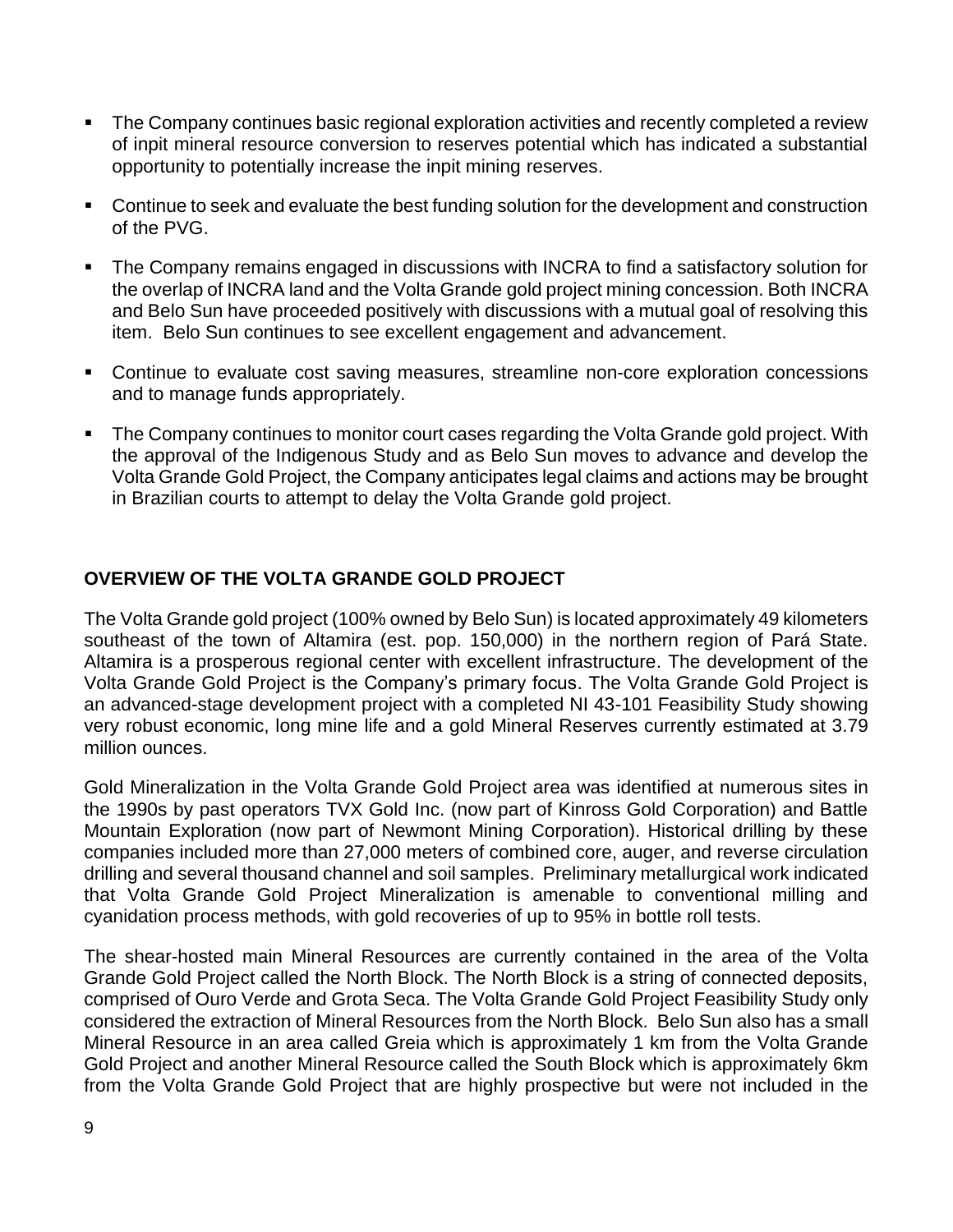- The Company continues basic regional exploration activities and recently completed a review of inpit mineral resource conversion to reserves potential which has indicated a substantial opportunity to potentially increase the inpit mining reserves.
- Continue to seek and evaluate the best funding solution for the development and construction of the PVG.
- The Company remains engaged in discussions with INCRA to find a satisfactory solution for the overlap of INCRA land and the Volta Grande gold project mining concession. Both INCRA and Belo Sun have proceeded positively with discussions with a mutual goal of resolving this item. Belo Sun continues to see excellent engagement and advancement.
- Continue to evaluate cost saving measures, streamline non-core exploration concessions and to manage funds appropriately.
- The Company continues to monitor court cases regarding the Volta Grande gold project. With the approval of the Indigenous Study and as Belo Sun moves to advance and develop the Volta Grande Gold Project, the Company anticipates legal claims and actions may be brought in Brazilian courts to attempt to delay the Volta Grande gold project.

## OVERVIEW OF THE VOLTA GRANDE GOLD PROJECT

The Volta Grande gold project (100% owned by Belo Sun) is located approximately 49 kilometers southeast of the town of Altamira (est. pop. 150,000) in the northern region of Pará State. Altamira is a prosperous regional center with excellent infrastructure. The development of the Volta Grande Gold Project is the Company's primary focus. The Volta Grande Gold Project is an advanced-stage development project with a completed NI 43-101 Feasibility Study showing very robust economic, long mine life and a gold Mineral Reserves currently estimated at 3.79 million ounces.

Gold Mineralization in the Volta Grande Gold Project area was identified at numerous sites in the 1990s by past operators TVX Gold Inc. (now part of Kinross Gold Corporation) and Battle Mountain Exploration (now part of Newmont Mining Corporation). Historical drilling by these companies included more than 27,000 meters of combined core, auger, and reverse circulation drilling and several thousand channel and soil samples. Preliminary metallurgical work indicated that Volta Grande Gold Project Mineralization is amenable to conventional milling and cyanidation process methods, with gold recoveries of up to 95% in bottle roll tests.

The shear-hosted main Mineral Resources are currently contained in the area of the Volta Grande Gold Project called the North Block. The North Block is a string of connected deposits, comprised of Ouro Verde and Grota Seca. The Volta Grande Gold Project Feasibility Study only considered the extraction of Mineral Resources from the North Block. Belo Sun also has a small Mineral Resource in an area called Greia which is approximately 1 km from the Volta Grande Gold Project and another Mineral Resource called the South Block which is approximately 6km from the Volta Grande Gold Project that are highly prospective but were not included in the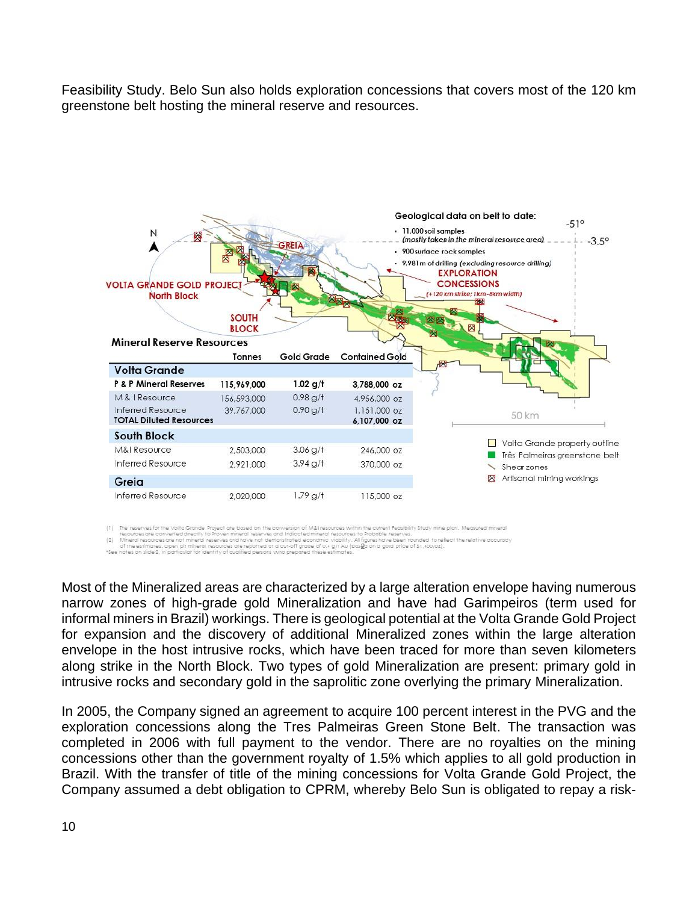Feasibility Study. Belo Sun also holds exploration concessions that covers most of the 120 km greenstone belt hosting the mineral reserve and resources.

**Mineral Reserve Resources**

| | Tonnes | Gold Grade | Contained Gold |
|---|---|---|---|
| **Volta Grande** | | | |
| **P & P Mineral Reserves** | 115,969,000 | 1.02 g/t | 3,788,000 oz |
| M & I Resource | 156,593,000 | 0.98 g/t | 4,956,000 oz |
| Inferred Resource | 39,767,000 | 0.90 g/t | 1,151,000 oz |
| **TOTAL Diluted Resources** | | | 6,107,000 oz |
| **South Block** | | | |
| M&I Resource | 2,503,000 | 3.06 g/t | 246,000 oz |
| Inferred Resource | 2,921,000 | 3.94 g/t | 370,000 oz |
| **Greia** | | | |
| Inferred Resource | 2,020,000 | 1.79 g/t | 115,000 oz |

(1) The reserves for the Volta Grande Project are based on the conversion of M&I resources within the current Feasibility Study mine plan. Measured mineral resources are converted directly to Proven mineral reserves and Indicated mineral resources to Probable reserves.
(2) Mineral resources are not mineral reserves and have not demonstrated economic viability. All figures have been rounded to reflect the relative accuracy of the estimates. Open pit mineral resources are reported at a cut-off grade of 0.4 g/t Au (based on a gold price of $1,400/oz).
*See notes on slide 2, in particular for identity of qualified persons who prepared these estimates.

Most of the Mineralized areas are characterized by a large alteration envelope having numerous narrow zones of high-grade gold Mineralization and have had Garimpeiros (term used for informal miners in Brazil) workings. There is geological potential at the Volta Grande Gold Project for expansion and the discovery of additional Mineralized zones within the large alteration envelope in the host intrusive rocks, which have been traced for more than seven kilometers along strike in the North Block. Two types of gold Mineralization are present: primary gold in intrusive rocks and secondary gold in the saprolitic zone overlying the primary Mineralization.

In 2005, the Company signed an agreement to acquire 100 percent interest in the PVG and the exploration concessions along the Tres Palmeiras Green Stone Belt. The transaction was completed in 2006 with full payment to the vendor. There are no royalties on the mining concessions other than the government royalty of 1.5% which applies to all gold production in Brazil. With the transfer of title of the mining concessions for Volta Grande Gold Project, the Company assumed a debt obligation to CPRM, whereby Belo Sun is obligated to repay a risk-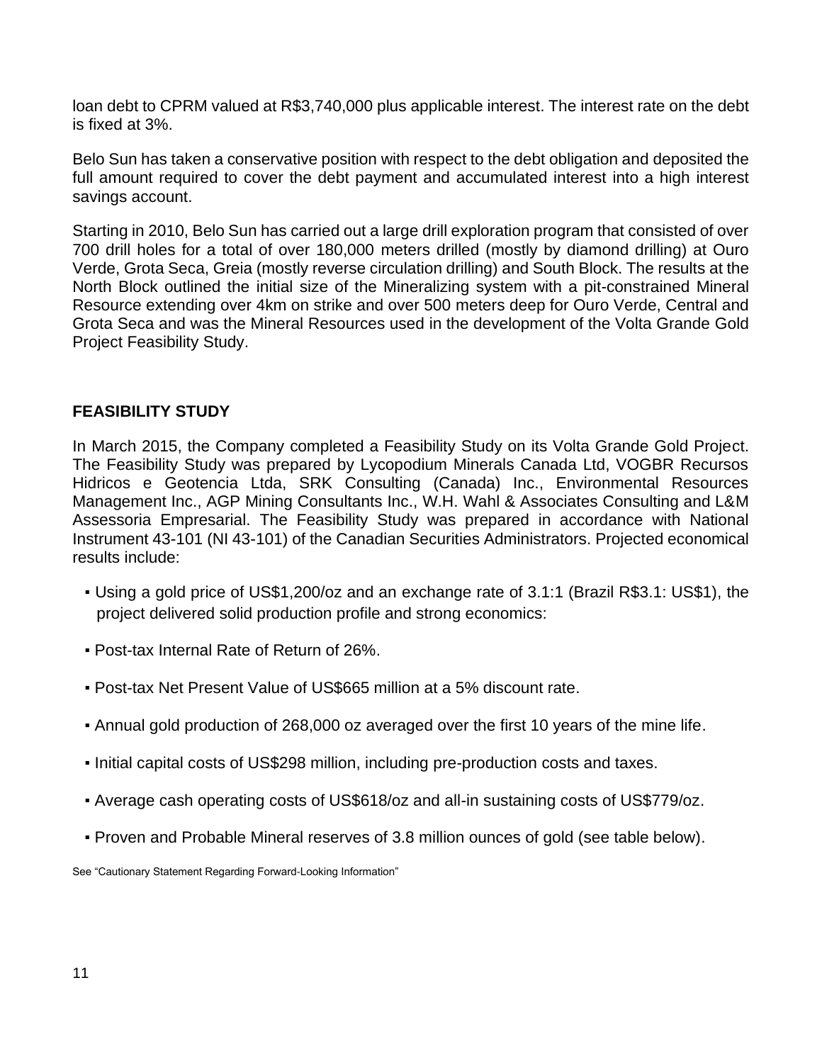loan debt to CPRM valued at R$3,740,000 plus applicable interest. The interest rate on the debt is fixed at 3%.

Belo Sun has taken a conservative position with respect to the debt obligation and deposited the full amount required to cover the debt payment and accumulated interest into a high interest savings account.

Starting in 2010, Belo Sun has carried out a large drill exploration program that consisted of over 700 drill holes for a total of over 180,000 meters drilled (mostly by diamond drilling) at Ouro Verde, Grota Seca, Greia (mostly reverse circulation drilling) and South Block. The results at the North Block outlined the initial size of the Mineralizing system with a pit-constrained Mineral Resource extending over 4km on strike and over 500 meters deep for Ouro Verde, Central and Grota Seca and was the Mineral Resources used in the development of the Volta Grande Gold Project Feasibility Study.

## FEASIBILITY STUDY

In March 2015, the Company completed a Feasibility Study on its Volta Grande Gold Project. The Feasibility Study was prepared by Lycopodium Minerals Canada Ltd, VOGBR Recursos Hidricos e Geotencia Ltda, SRK Consulting (Canada) Inc., Environmental Resources Management Inc., AGP Mining Consultants Inc., W.H. Wahl & Associates Consulting and L&M Assessoria Empresarial. The Feasibility Study was prepared in accordance with National Instrument 43-101 (NI 43-101) of the Canadian Securities Administrators. Projected economical results include:

- Using a gold price of US$1,200/oz and an exchange rate of 3.1:1 (Brazil R$3.1: US$1), the project delivered solid production profile and strong economics:
- Post-tax Internal Rate of Return of 26%.
- Post-tax Net Present Value of US$665 million at a 5% discount rate.
- Annual gold production of 268,000 oz averaged over the first 10 years of the mine life.
- Initial capital costs of US$298 million, including pre-production costs and taxes.
- Average cash operating costs of US$618/oz and all-in sustaining costs of US$779/oz.
- Proven and Probable Mineral reserves of 3.8 million ounces of gold (see table below).

See "Cautionary Statement Regarding Forward-Looking Information"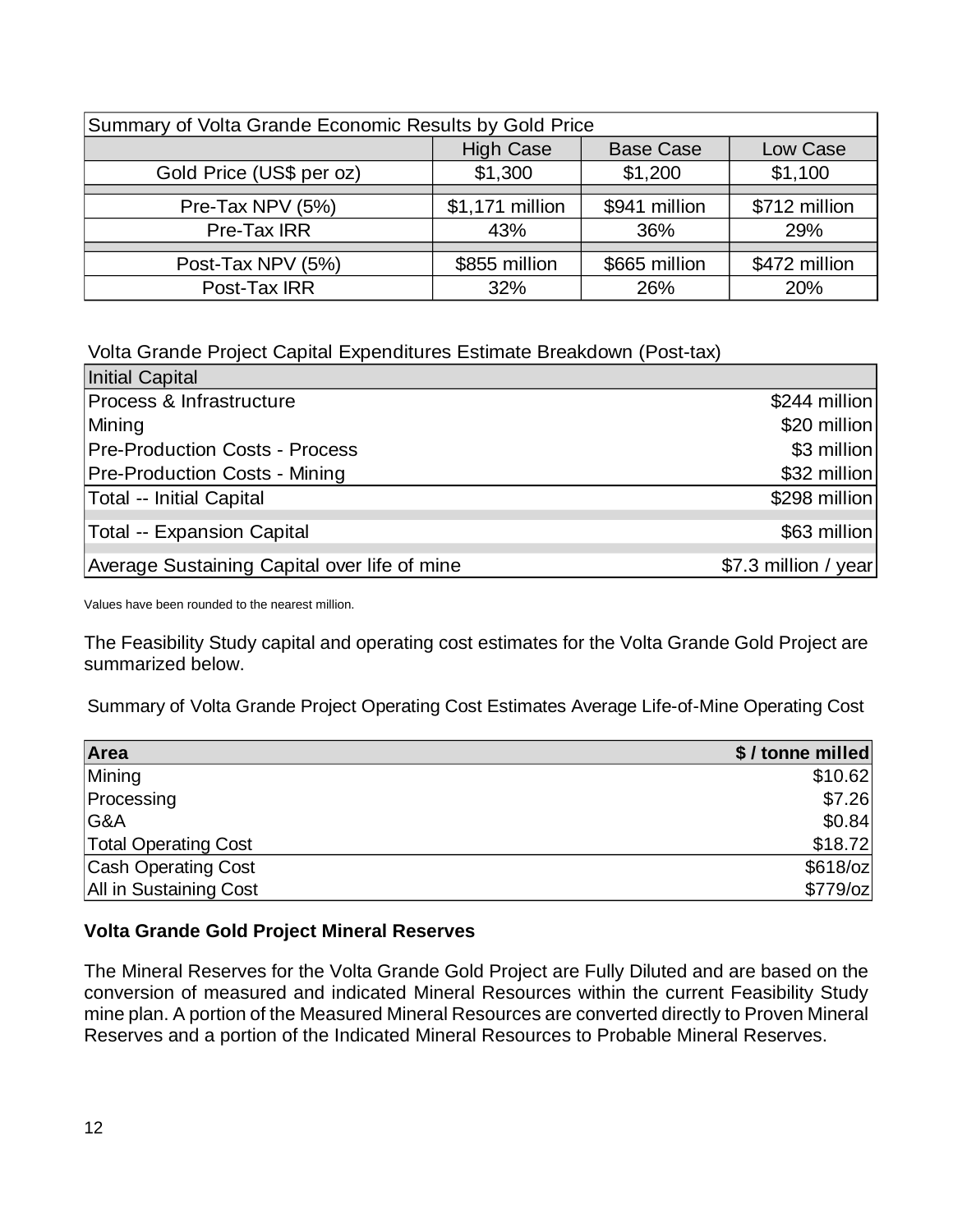| Summary of Volta Grande Economic Results by Gold Price | | | |
|---|---|---|---|
| | High Case | Base Case | Low Case |
| Gold Price (US$ per oz) | $1,300 | $1,200 | $1,100 |
| Pre-Tax NPV (5%) | $1,171 million | $941 million | $712 million |
| Pre-Tax IRR | 43% | 36% | 29% |
| Post-Tax NPV (5%) | $855 million | $665 million | $472 million |
| Post-Tax IRR | 32% | 26% | 20% |

Volta Grande Project Capital Expenditures Estimate Breakdown (Post-tax)

| Initial Capital | |
|---|---|
| Process & Infrastructure | $244 million |
| Mining | $20 million |
| Pre-Production Costs - Process | $3 million |
| Pre-Production Costs - Mining | $32 million |
| Total -- Initial Capital | $298 million |
| Total -- Expansion Capital | $63 million |
| Average Sustaining Capital over life of mine | $7.3 million / year |

Values have been rounded to the nearest million.

The Feasibility Study capital and operating cost estimates for the Volta Grande Gold Project are summarized below.

Summary of Volta Grande Project Operating Cost Estimates Average Life-of-Mine Operating Cost

| **Area** | **$ / tonne milled** |
|---|---|
| Mining | $10.62 |
| Processing | $7.26 |
| G&A | $0.84 |
| Total Operating Cost | $18.72 |
| Cash Operating Cost | $618/oz |
| All in Sustaining Cost | $779/oz |

**Volta Grande Gold Project Mineral Reserves**

The Mineral Reserves for the Volta Grande Gold Project are Fully Diluted and are based on the conversion of measured and indicated Mineral Resources within the current Feasibility Study mine plan. A portion of the Measured Mineral Resources are converted directly to Proven Mineral Reserves and a portion of the Indicated Mineral Resources to Probable Mineral Reserves.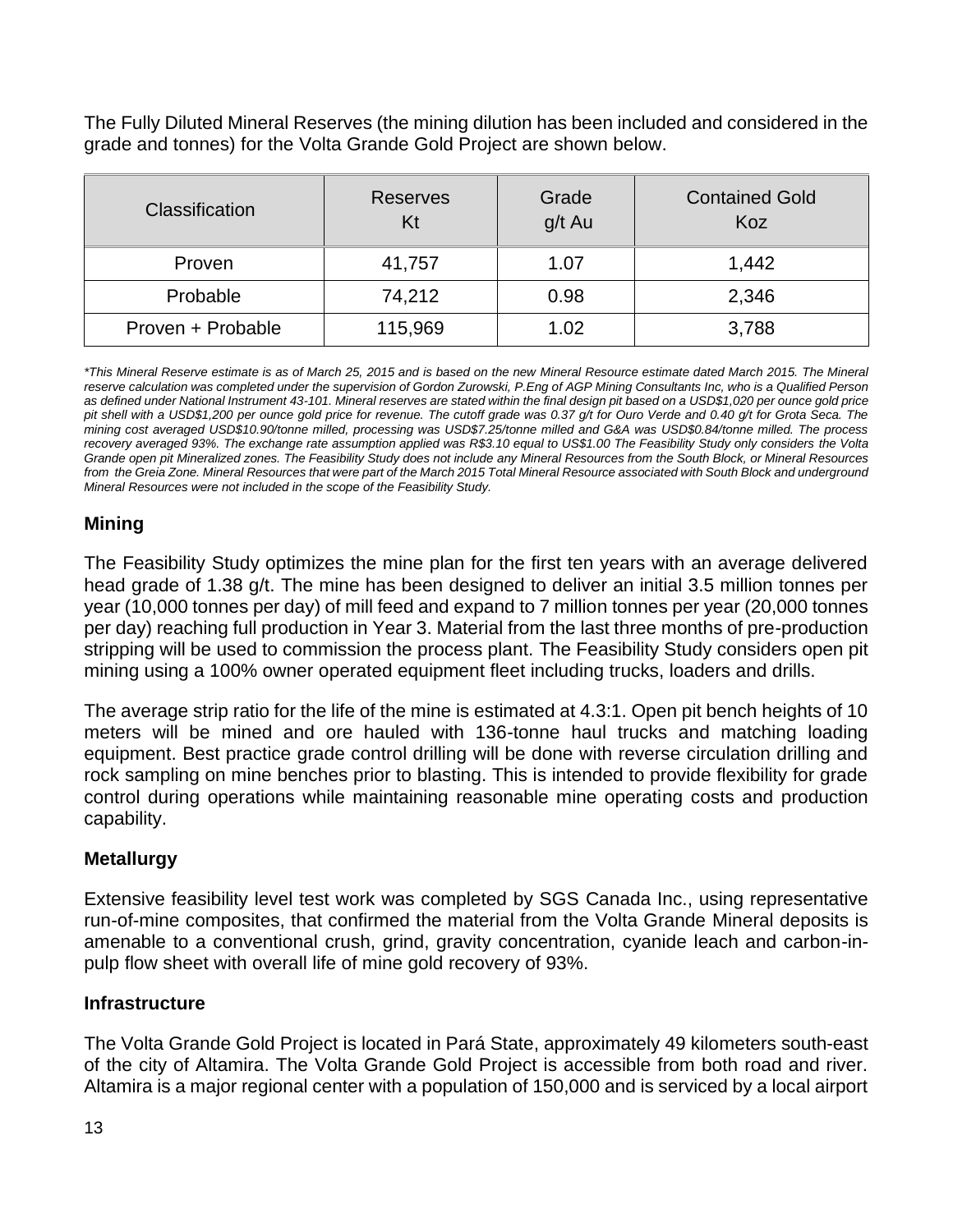The Fully Diluted Mineral Reserves (the mining dilution has been included and considered in the grade and tonnes) for the Volta Grande Gold Project are shown below.

| Classification | Reserves Kt | Grade g/t Au | Contained Gold Koz |
|---|---|---|---|
| Proven | 41,757 | 1.07 | 1,442 |
| Probable | 74,212 | 0.98 | 2,346 |
| Proven + Probable | 115,969 | 1.02 | 3,788 |

*\*This Mineral Reserve estimate is as of March 25, 2015 and is based on the new Mineral Resource estimate dated March 2015. The Mineral reserve calculation was completed under the supervision of Gordon Zurowski, P.Eng of AGP Mining Consultants Inc, who is a Qualified Person as defined under National Instrument 43-101. Mineral reserves are stated within the final design pit based on a USD$1,020 per ounce gold price pit shell with a USD$1,200 per ounce gold price for revenue. The cutoff grade was 0.37 g/t for Ouro Verde and 0.40 g/t for Grota Seca. The mining cost averaged USD$10.90/tonne milled, processing was USD$7.25/tonne milled and G&A was USD$0.84/tonne milled. The process recovery averaged 93%. The exchange rate assumption applied was R$3.10 equal to US$1.00 The Feasibility Study only considers the Volta Grande open pit Mineralized zones. The Feasibility Study does not include any Mineral Resources from the South Block, or Mineral Resources from the Greia Zone. Mineral Resources that were part of the March 2015 Total Mineral Resource associated with South Block and underground Mineral Resources were not included in the scope of the Feasibility Study.*

### Mining

The Feasibility Study optimizes the mine plan for the first ten years with an average delivered head grade of 1.38 g/t. The mine has been designed to deliver an initial 3.5 million tonnes per year (10,000 tonnes per day) of mill feed and expand to 7 million tonnes per year (20,000 tonnes per day) reaching full production in Year 3. Material from the last three months of pre-production stripping will be used to commission the process plant. The Feasibility Study considers open pit mining using a 100% owner operated equipment fleet including trucks, loaders and drills.

The average strip ratio for the life of the mine is estimated at 4.3:1. Open pit bench heights of 10 meters will be mined and ore hauled with 136-tonne haul trucks and matching loading equipment. Best practice grade control drilling will be done with reverse circulation drilling and rock sampling on mine benches prior to blasting. This is intended to provide flexibility for grade control during operations while maintaining reasonable mine operating costs and production capability.

### Metallurgy

Extensive feasibility level test work was completed by SGS Canada Inc., using representative run-of-mine composites, that confirmed the material from the Volta Grande Mineral deposits is amenable to a conventional crush, grind, gravity concentration, cyanide leach and carbon-in-pulp flow sheet with overall life of mine gold recovery of 93%.

### Infrastructure

The Volta Grande Gold Project is located in Pará State, approximately 49 kilometers south-east of the city of Altamira. The Volta Grande Gold Project is accessible from both road and river. Altamira is a major regional center with a population of 150,000 and is serviced by a local airport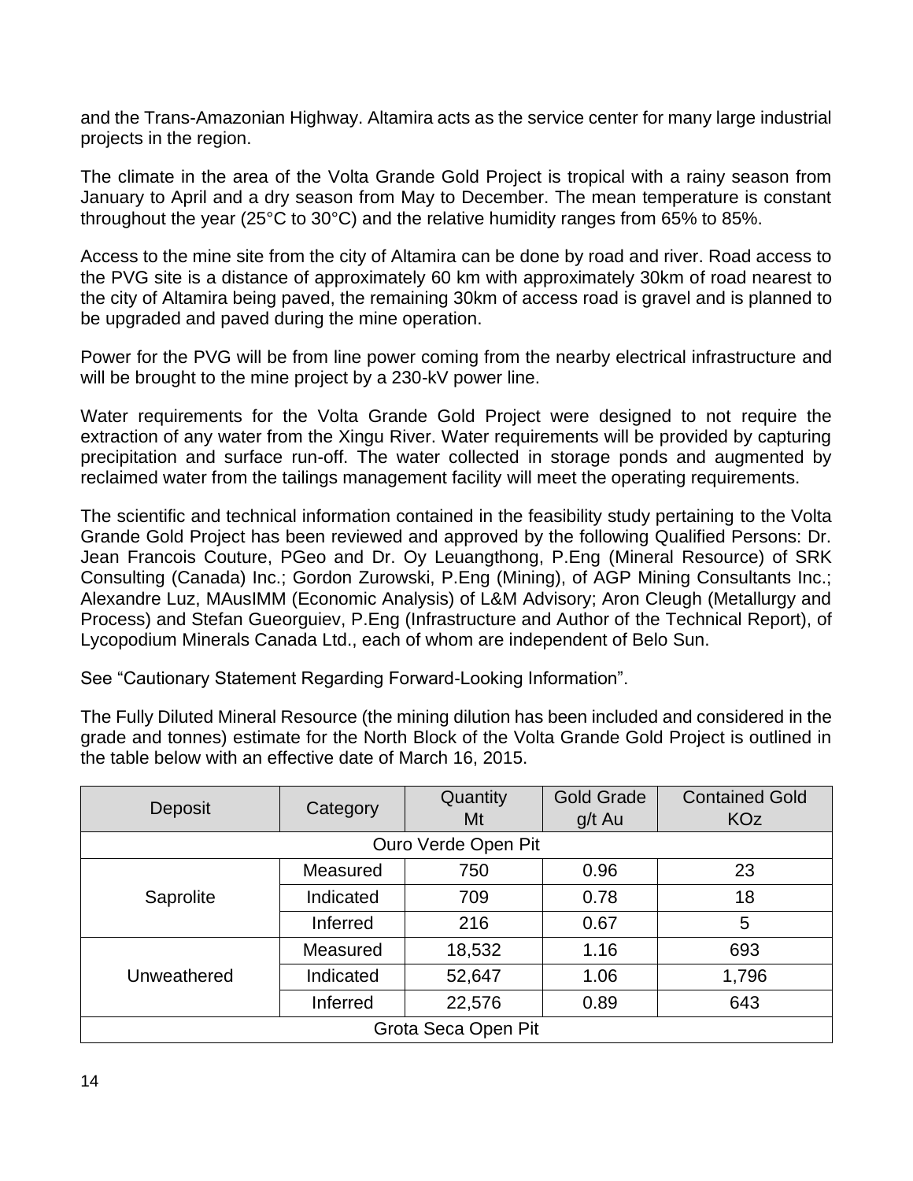and the Trans-Amazonian Highway. Altamira acts as the service center for many large industrial projects in the region.

The climate in the area of the Volta Grande Gold Project is tropical with a rainy season from January to April and a dry season from May to December. The mean temperature is constant throughout the year (25°C to 30°C) and the relative humidity ranges from 65% to 85%.

Access to the mine site from the city of Altamira can be done by road and river. Road access to the PVG site is a distance of approximately 60 km with approximately 30km of road nearest to the city of Altamira being paved, the remaining 30km of access road is gravel and is planned to be upgraded and paved during the mine operation.

Power for the PVG will be from line power coming from the nearby electrical infrastructure and will be brought to the mine project by a 230-kV power line.

Water requirements for the Volta Grande Gold Project were designed to not require the extraction of any water from the Xingu River. Water requirements will be provided by capturing precipitation and surface run-off. The water collected in storage ponds and augmented by reclaimed water from the tailings management facility will meet the operating requirements.

The scientific and technical information contained in the feasibility study pertaining to the Volta Grande Gold Project has been reviewed and approved by the following Qualified Persons: Dr. Jean Francois Couture, PGeo and Dr. Oy Leuangthong, P.Eng (Mineral Resource) of SRK Consulting (Canada) Inc.; Gordon Zurowski, P.Eng (Mining), of AGP Mining Consultants Inc.; Alexandre Luz, MAusIMM (Economic Analysis) of L&M Advisory; Aron Cleugh (Metallurgy and Process) and Stefan Gueorguiev, P.Eng (Infrastructure and Author of the Technical Report), of Lycopodium Minerals Canada Ltd., each of whom are independent of Belo Sun.

See "Cautionary Statement Regarding Forward-Looking Information".

The Fully Diluted Mineral Resource (the mining dilution has been included and considered in the grade and tonnes) estimate for the North Block of the Volta Grande Gold Project is outlined in the table below with an effective date of March 16, 2015.

| Deposit | Category | Quantity Mt | Gold Grade g/t Au | Contained Gold KOz |
|---|---|---|---|---|
| Ouro Verde Open Pit | | | | |
| Saprolite | Measured | 750 | 0.96 | 23 |
| | Indicated | 709 | 0.78 | 18 |
| | Inferred | 216 | 0.67 | 5 |
| Unweathered | Measured | 18,532 | 1.16 | 693 |
| | Indicated | 52,647 | 1.06 | 1,796 |
| | Inferred | 22,576 | 0.89 | 643 |
| Grota Seca Open Pit | | | | |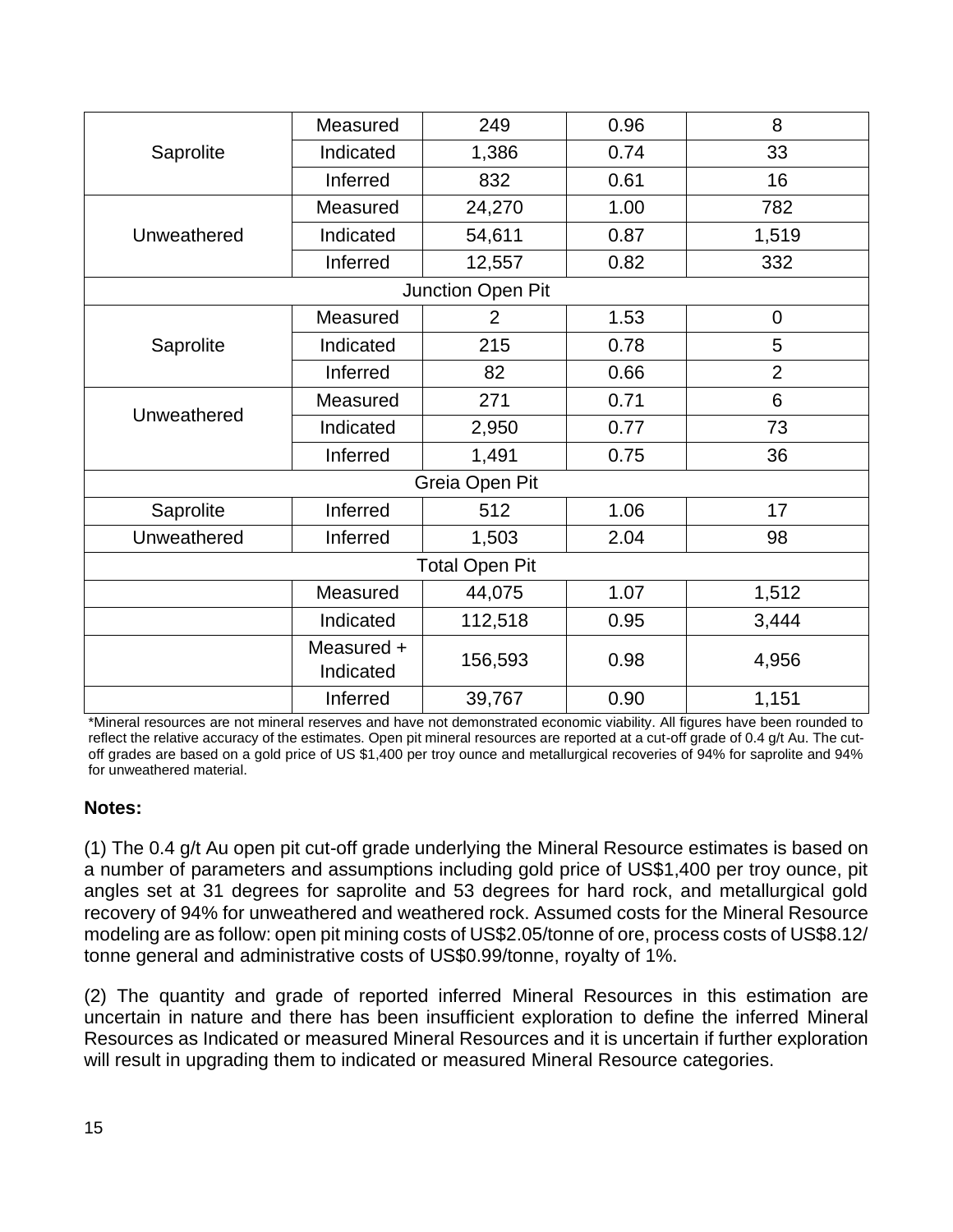| | | | | |
|---|---|---|---|---|
| Saprolite | Measured | 249 | 0.96 | 8 |
| | Indicated | 1,386 | 0.74 | 33 |
| | Inferred | 832 | 0.61 | 16 |
| Unweathered | Measured | 24,270 | 1.00 | 782 |
| | Indicated | 54,611 | 0.87 | 1,519 |
| | Inferred | 12,557 | 0.82 | 332 |
| Junction Open Pit | | | | |
| Saprolite | Measured | 2 | 1.53 | 0 |
| | Indicated | 215 | 0.78 | 5 |
| | Inferred | 82 | 0.66 | 2 |
| Unweathered | Measured | 271 | 0.71 | 6 |
| | Indicated | 2,950 | 0.77 | 73 |
| | Inferred | 1,491 | 0.75 | 36 |
| Greia Open Pit | | | | |
| Saprolite | Inferred | 512 | 1.06 | 17 |
| Unweathered | Inferred | 1,503 | 2.04 | 98 |
| Total Open Pit | | | | |
| | Measured | 44,075 | 1.07 | 1,512 |
| | Indicated | 112,518 | 0.95 | 3,444 |
| | Measured + Indicated | 156,593 | 0.98 | 4,956 |
| | Inferred | 39,767 | 0.90 | 1,151 |

*Mineral resources are not mineral reserves and have not demonstrated economic viability. All figures have been rounded to reflect the relative accuracy of the estimates. Open pit mineral resources are reported at a cut-off grade of 0.4 g/t Au. The cut-off grades are based on a gold price of US $1,400 per troy ounce and metallurgical recoveries of 94% for saprolite and 94% for unweathered material.

**Notes:**

(1) The 0.4 g/t Au open pit cut-off grade underlying the Mineral Resource estimates is based on a number of parameters and assumptions including gold price of US$1,400 per troy ounce, pit angles set at 31 degrees for saprolite and 53 degrees for hard rock, and metallurgical gold recovery of 94% for unweathered and weathered rock. Assumed costs for the Mineral Resource modeling are as follow: open pit mining costs of US$2.05/tonne of ore, process costs of US$8.12/ tonne general and administrative costs of US$0.99/tonne, royalty of 1%.

(2) The quantity and grade of reported inferred Mineral Resources in this estimation are uncertain in nature and there has been insufficient exploration to define the inferred Mineral Resources as Indicated or measured Mineral Resources and it is uncertain if further exploration will result in upgrading them to indicated or measured Mineral Resource categories.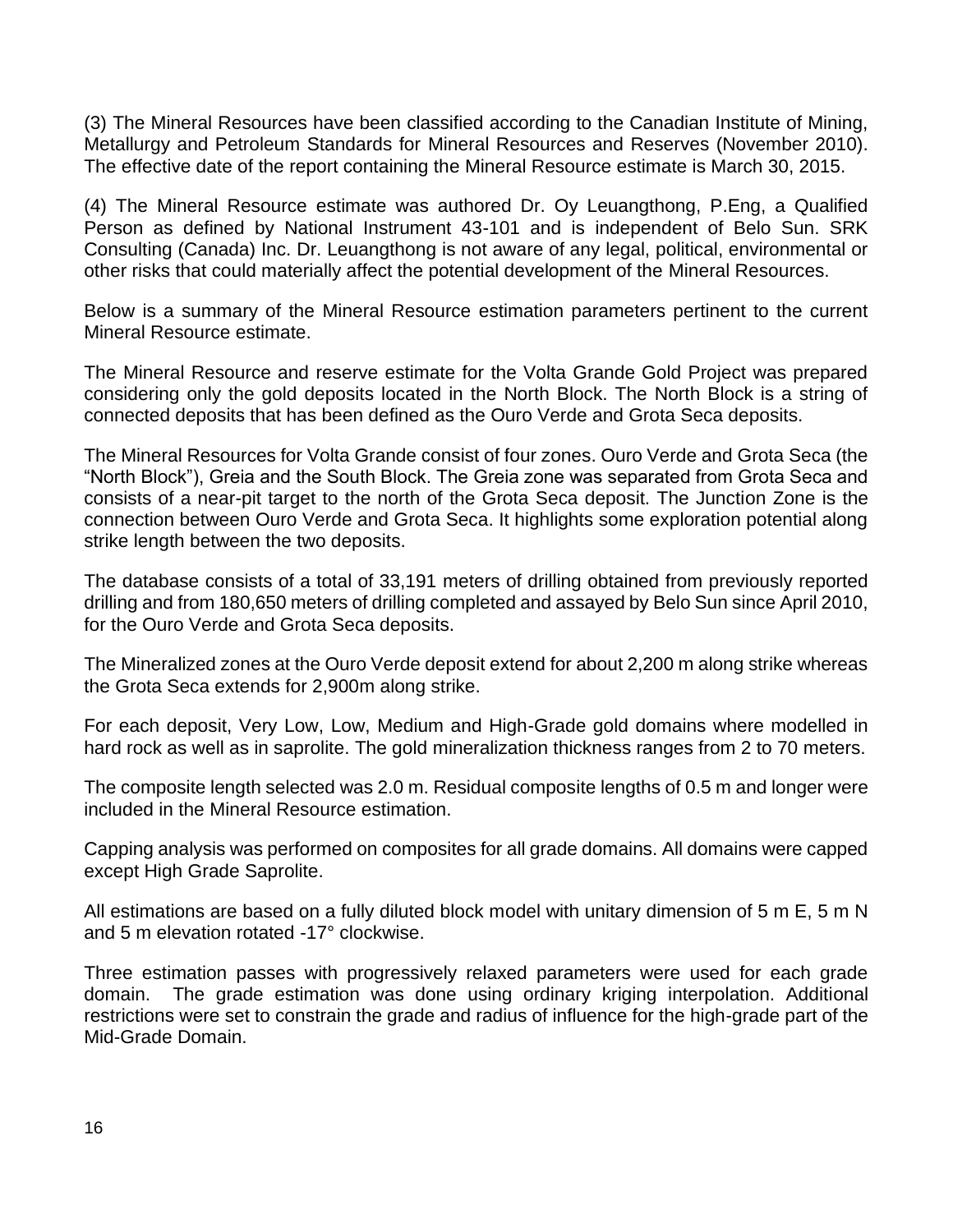(3) The Mineral Resources have been classified according to the Canadian Institute of Mining, Metallurgy and Petroleum Standards for Mineral Resources and Reserves (November 2010). The effective date of the report containing the Mineral Resource estimate is March 30, 2015.

(4) The Mineral Resource estimate was authored Dr. Oy Leuangthong, P.Eng, a Qualified Person as defined by National Instrument 43-101 and is independent of Belo Sun. SRK Consulting (Canada) Inc. Dr. Leuangthong is not aware of any legal, political, environmental or other risks that could materially affect the potential development of the Mineral Resources.

Below is a summary of the Mineral Resource estimation parameters pertinent to the current Mineral Resource estimate.

The Mineral Resource and reserve estimate for the Volta Grande Gold Project was prepared considering only the gold deposits located in the North Block. The North Block is a string of connected deposits that has been defined as the Ouro Verde and Grota Seca deposits.

The Mineral Resources for Volta Grande consist of four zones. Ouro Verde and Grota Seca (the "North Block"), Greia and the South Block. The Greia zone was separated from Grota Seca and consists of a near-pit target to the north of the Grota Seca deposit. The Junction Zone is the connection between Ouro Verde and Grota Seca. It highlights some exploration potential along strike length between the two deposits.

The database consists of a total of 33,191 meters of drilling obtained from previously reported drilling and from 180,650 meters of drilling completed and assayed by Belo Sun since April 2010, for the Ouro Verde and Grota Seca deposits.

The Mineralized zones at the Ouro Verde deposit extend for about 2,200 m along strike whereas the Grota Seca extends for 2,900m along strike.

For each deposit, Very Low, Low, Medium and High-Grade gold domains where modelled in hard rock as well as in saprolite. The gold mineralization thickness ranges from 2 to 70 meters.

The composite length selected was 2.0 m. Residual composite lengths of 0.5 m and longer were included in the Mineral Resource estimation.

Capping analysis was performed on composites for all grade domains. All domains were capped except High Grade Saprolite.

All estimations are based on a fully diluted block model with unitary dimension of 5 m E, 5 m N and 5 m elevation rotated -17° clockwise.

Three estimation passes with progressively relaxed parameters were used for each grade domain. The grade estimation was done using ordinary kriging interpolation. Additional restrictions were set to constrain the grade and radius of influence for the high-grade part of the Mid-Grade Domain.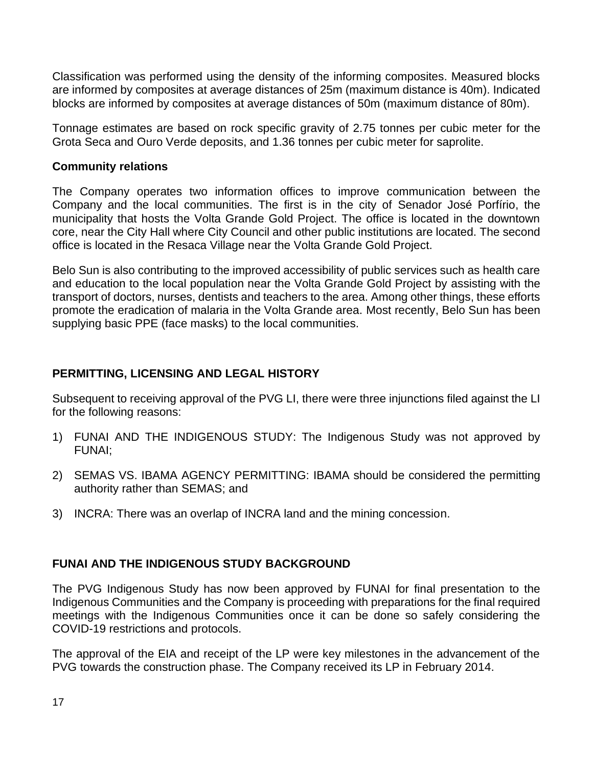Classification was performed using the density of the informing composites. Measured blocks are informed by composites at average distances of 25m (maximum distance is 40m). Indicated blocks are informed by composites at average distances of 50m (maximum distance of 80m).

Tonnage estimates are based on rock specific gravity of 2.75 tonnes per cubic meter for the Grota Seca and Ouro Verde deposits, and 1.36 tonnes per cubic meter for saprolite.

**Community relations**

The Company operates two information offices to improve communication between the Company and the local communities. The first is in the city of Senador José Porfírio, the municipality that hosts the Volta Grande Gold Project. The office is located in the downtown core, near the City Hall where City Council and other public institutions are located. The second office is located in the Resaca Village near the Volta Grande Gold Project.

Belo Sun is also contributing to the improved accessibility of public services such as health care and education to the local population near the Volta Grande Gold Project by assisting with the transport of doctors, nurses, dentists and teachers to the area. Among other things, these efforts promote the eradication of malaria in the Volta Grande area. Most recently, Belo Sun has been supplying basic PPE (face masks) to the local communities.

## PERMITTING, LICENSING AND LEGAL HISTORY

Subsequent to receiving approval of the PVG LI, there were three injunctions filed against the LI for the following reasons:

1) FUNAI AND THE INDIGENOUS STUDY: The Indigenous Study was not approved by FUNAI;
2) SEMAS VS. IBAMA AGENCY PERMITTING: IBAMA should be considered the permitting authority rather than SEMAS; and
3) INCRA: There was an overlap of INCRA land and the mining concession.

## FUNAI AND THE INDIGENOUS STUDY BACKGROUND

The PVG Indigenous Study has now been approved by FUNAI for final presentation to the Indigenous Communities and the Company is proceeding with preparations for the final required meetings with the Indigenous Communities once it can be done so safely considering the COVID-19 restrictions and protocols.

The approval of the EIA and receipt of the LP were key milestones in the advancement of the PVG towards the construction phase. The Company received its LP in February 2014.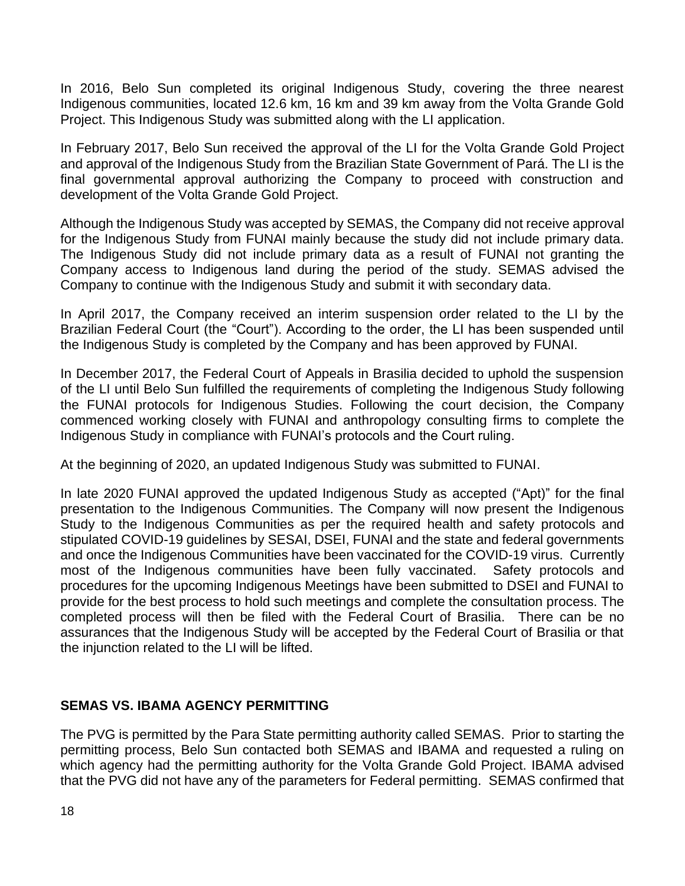In 2016, Belo Sun completed its original Indigenous Study, covering the three nearest Indigenous communities, located 12.6 km, 16 km and 39 km away from the Volta Grande Gold Project. This Indigenous Study was submitted along with the LI application.

In February 2017, Belo Sun received the approval of the LI for the Volta Grande Gold Project and approval of the Indigenous Study from the Brazilian State Government of Pará. The LI is the final governmental approval authorizing the Company to proceed with construction and development of the Volta Grande Gold Project.

Although the Indigenous Study was accepted by SEMAS, the Company did not receive approval for the Indigenous Study from FUNAI mainly because the study did not include primary data. The Indigenous Study did not include primary data as a result of FUNAI not granting the Company access to Indigenous land during the period of the study. SEMAS advised the Company to continue with the Indigenous Study and submit it with secondary data.

In April 2017, the Company received an interim suspension order related to the LI by the Brazilian Federal Court (the "Court"). According to the order, the LI has been suspended until the Indigenous Study is completed by the Company and has been approved by FUNAI.

In December 2017, the Federal Court of Appeals in Brasilia decided to uphold the suspension of the LI until Belo Sun fulfilled the requirements of completing the Indigenous Study following the FUNAI protocols for Indigenous Studies. Following the court decision, the Company commenced working closely with FUNAI and anthropology consulting firms to complete the Indigenous Study in compliance with FUNAI's protocols and the Court ruling.

At the beginning of 2020, an updated Indigenous Study was submitted to FUNAI.

In late 2020 FUNAI approved the updated Indigenous Study as accepted ("Apt)" for the final presentation to the Indigenous Communities. The Company will now present the Indigenous Study to the Indigenous Communities as per the required health and safety protocols and stipulated COVID-19 guidelines by SESAI, DSEI, FUNAI and the state and federal governments and once the Indigenous Communities have been vaccinated for the COVID-19 virus. Currently most of the Indigenous communities have been fully vaccinated. Safety protocols and procedures for the upcoming Indigenous Meetings have been submitted to DSEI and FUNAI to provide for the best process to hold such meetings and complete the consultation process. The completed process will then be filed with the Federal Court of Brasilia. There can be no assurances that the Indigenous Study will be accepted by the Federal Court of Brasilia or that the injunction related to the LI will be lifted.

## SEMAS VS. IBAMA AGENCY PERMITTING

The PVG is permitted by the Para State permitting authority called SEMAS. Prior to starting the permitting process, Belo Sun contacted both SEMAS and IBAMA and requested a ruling on which agency had the permitting authority for the Volta Grande Gold Project. IBAMA advised that the PVG did not have any of the parameters for Federal permitting. SEMAS confirmed that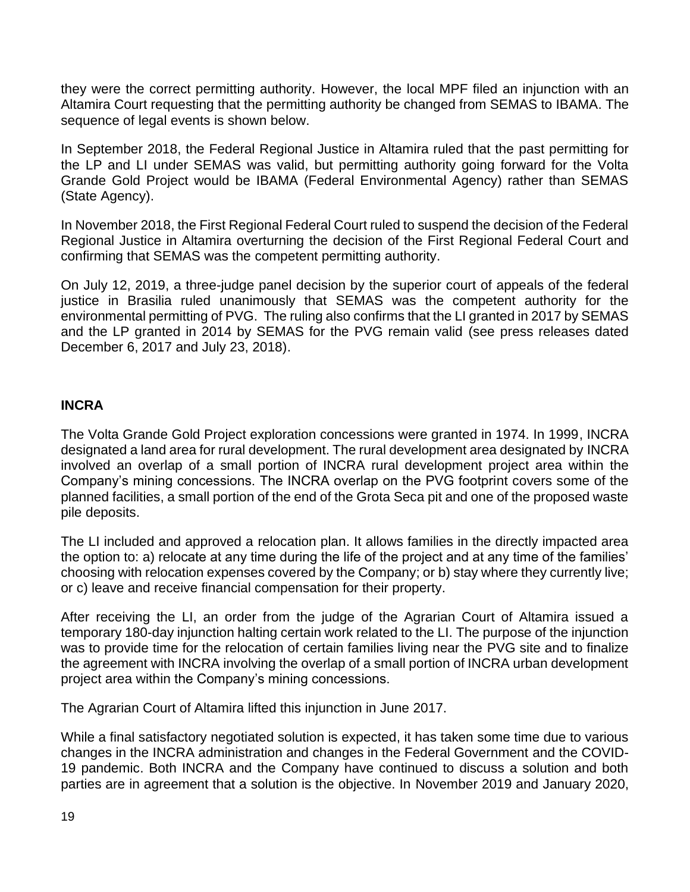they were the correct permitting authority. However, the local MPF filed an injunction with an Altamira Court requesting that the permitting authority be changed from SEMAS to IBAMA. The sequence of legal events is shown below.

In September 2018, the Federal Regional Justice in Altamira ruled that the past permitting for the LP and LI under SEMAS was valid, but permitting authority going forward for the Volta Grande Gold Project would be IBAMA (Federal Environmental Agency) rather than SEMAS (State Agency).

In November 2018, the First Regional Federal Court ruled to suspend the decision of the Federal Regional Justice in Altamira overturning the decision of the First Regional Federal Court and confirming that SEMAS was the competent permitting authority.

On July 12, 2019, a three-judge panel decision by the superior court of appeals of the federal justice in Brasilia ruled unanimously that SEMAS was the competent authority for the environmental permitting of PVG. The ruling also confirms that the LI granted in 2017 by SEMAS and the LP granted in 2014 by SEMAS for the PVG remain valid (see press releases dated December 6, 2017 and July 23, 2018).

**INCRA**

The Volta Grande Gold Project exploration concessions were granted in 1974. In 1999, INCRA designated a land area for rural development. The rural development area designated by INCRA involved an overlap of a small portion of INCRA rural development project area within the Company's mining concessions. The INCRA overlap on the PVG footprint covers some of the planned facilities, a small portion of the end of the Grota Seca pit and one of the proposed waste pile deposits.

The LI included and approved a relocation plan. It allows families in the directly impacted area the option to: a) relocate at any time during the life of the project and at any time of the families' choosing with relocation expenses covered by the Company; or b) stay where they currently live; or c) leave and receive financial compensation for their property.

After receiving the LI, an order from the judge of the Agrarian Court of Altamira issued a temporary 180-day injunction halting certain work related to the LI. The purpose of the injunction was to provide time for the relocation of certain families living near the PVG site and to finalize the agreement with INCRA involving the overlap of a small portion of INCRA urban development project area within the Company's mining concessions.

The Agrarian Court of Altamira lifted this injunction in June 2017.

While a final satisfactory negotiated solution is expected, it has taken some time due to various changes in the INCRA administration and changes in the Federal Government and the COVID-19 pandemic. Both INCRA and the Company have continued to discuss a solution and both parties are in agreement that a solution is the objective. In November 2019 and January 2020,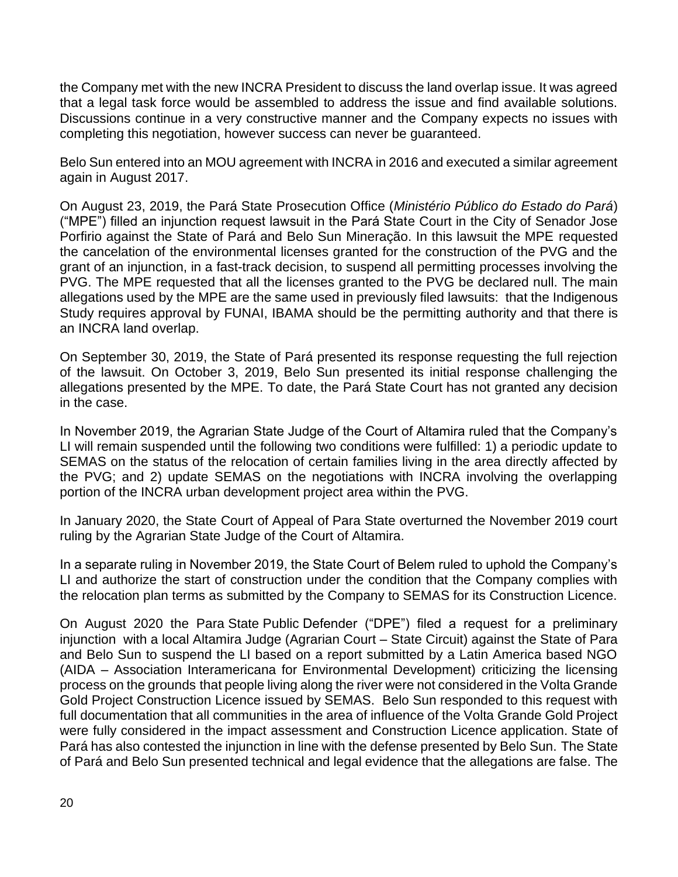the Company met with the new INCRA President to discuss the land overlap issue. It was agreed that a legal task force would be assembled to address the issue and find available solutions. Discussions continue in a very constructive manner and the Company expects no issues with completing this negotiation, however success can never be guaranteed.

Belo Sun entered into an MOU agreement with INCRA in 2016 and executed a similar agreement again in August 2017.

On August 23, 2019, the Pará State Prosecution Office (*Ministério Público do Estado do Pará*) ("MPE") filled an injunction request lawsuit in the Pará State Court in the City of Senador Jose Porfirio against the State of Pará and Belo Sun Mineração. In this lawsuit the MPE requested the cancelation of the environmental licenses granted for the construction of the PVG and the grant of an injunction, in a fast-track decision, to suspend all permitting processes involving the PVG. The MPE requested that all the licenses granted to the PVG be declared null. The main allegations used by the MPE are the same used in previously filed lawsuits: that the Indigenous Study requires approval by FUNAI, IBAMA should be the permitting authority and that there is an INCRA land overlap.

On September 30, 2019, the State of Pará presented its response requesting the full rejection of the lawsuit. On October 3, 2019, Belo Sun presented its initial response challenging the allegations presented by the MPE. To date, the Pará State Court has not granted any decision in the case.

In November 2019, the Agrarian State Judge of the Court of Altamira ruled that the Company's LI will remain suspended until the following two conditions were fulfilled: 1) a periodic update to SEMAS on the status of the relocation of certain families living in the area directly affected by the PVG; and 2) update SEMAS on the negotiations with INCRA involving the overlapping portion of the INCRA urban development project area within the PVG.

In January 2020, the State Court of Appeal of Para State overturned the November 2019 court ruling by the Agrarian State Judge of the Court of Altamira.

In a separate ruling in November 2019, the State Court of Belem ruled to uphold the Company's LI and authorize the start of construction under the condition that the Company complies with the relocation plan terms as submitted by the Company to SEMAS for its Construction Licence.

On August 2020 the Para State Public Defender ("DPE") filed a request for a preliminary injunction with a local Altamira Judge (Agrarian Court – State Circuit) against the State of Para and Belo Sun to suspend the LI based on a report submitted by a Latin America based NGO (AIDA – Association Interamericana for Environmental Development) criticizing the licensing process on the grounds that people living along the river were not considered in the Volta Grande Gold Project Construction Licence issued by SEMAS. Belo Sun responded to this request with full documentation that all communities in the area of influence of the Volta Grande Gold Project were fully considered in the impact assessment and Construction Licence application. State of Pará has also contested the injunction in line with the defense presented by Belo Sun. The State of Pará and Belo Sun presented technical and legal evidence that the allegations are false. The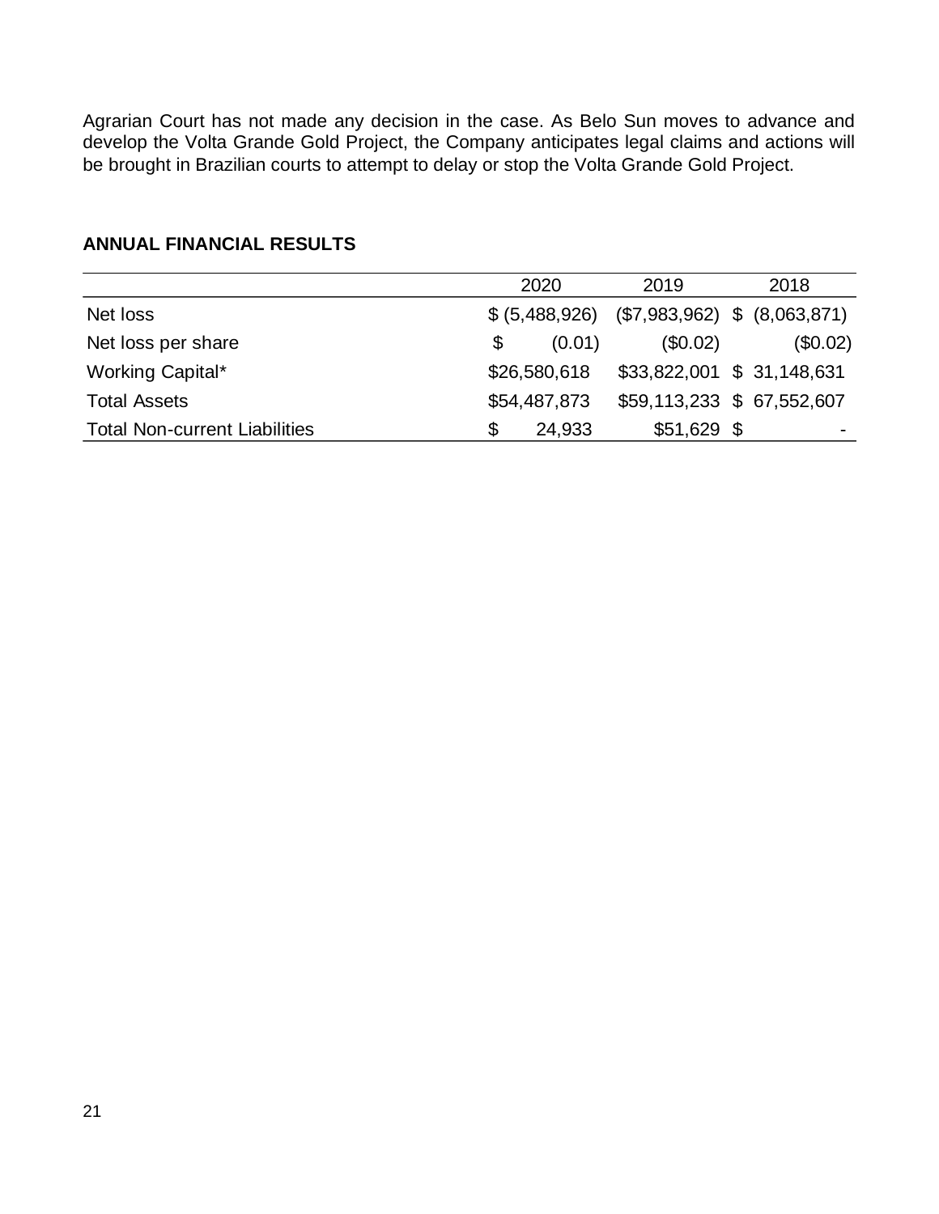Agrarian Court has not made any decision in the case. As Belo Sun moves to advance and develop the Volta Grande Gold Project, the Company anticipates legal claims and actions will be brought in Brazilian courts to attempt to delay or stop the Volta Grande Gold Project.

## ANNUAL FINANCIAL RESULTS

| | 2020 | 2019 | 2018 |
|---|---|---|---|
| Net loss | $ (5,488,926) | ($7,983,962) | $ (8,063,871) |
| Net loss per share | $ (0.01) | ($0.02) | ($0.02) |
| Working Capital* | $26,580,618 | $33,822,001 | $ 31,148,631 |
| Total Assets | $54,487,873 | $59,113,233 | $ 67,552,607 |
| Total Non-current Liabilities | $ 24,933 | $51,629 | $ - |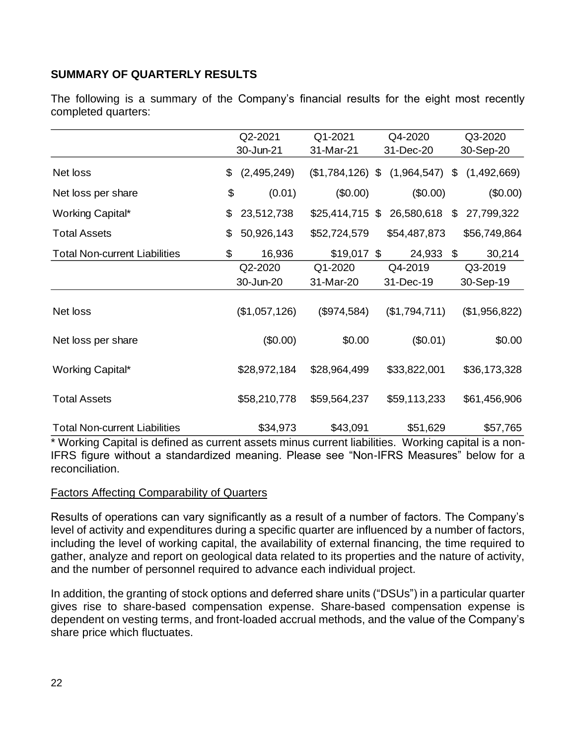**SUMMARY OF QUARTERLY RESULTS**

The following is a summary of the Company's financial results for the eight most recently completed quarters:

| | Q2-2021<br>30-Jun-21 | Q1-2021<br>31-Mar-21 | Q4-2020<br>31-Dec-20 | Q3-2020<br>30-Sep-20 |
|---|---|---|---|---|
| Net loss | $ (2,495,249) | ($1,784,126) | $ (1,964,547) | $ (1,492,669) |
| Net loss per share | $ (0.01) | ($0.00) | ($0.00) | ($0.00) |
| Working Capital* | $ 23,512,738 | $25,414,715 | $ 26,580,618 | $ 27,799,322 |
| Total Assets | $ 50,926,143 | $52,724,579 | $54,487,873 | $56,749,864 |
| Total Non-current Liabilities | $ 16,936 | $19,017 | $ 24,933 | $ 30,214 |
| | **Q2-2020<br>30-Jun-20** | **Q1-2020<br>31-Mar-20** | **Q4-2019<br>31-Dec-19** | **Q3-2019<br>30-Sep-19** |
| Net loss | ($1,057,126) | ($974,584) | ($1,794,711) | ($1,956,822) |
| Net loss per share | ($0.00) | $0.00 | ($0.01) | $0.00 |
| Working Capital* | $28,972,184 | $28,964,499 | $33,822,001 | $36,173,328 |
| Total Assets | $58,210,778 | $59,564,237 | $59,113,233 | $61,456,906 |
| Total Non-current Liabilities | $34,973 | $43,091 | $51,629 | $57,765 |

\* Working Capital is defined as current assets minus current liabilities. Working capital is a non-IFRS figure without a standardized meaning. Please see "Non-IFRS Measures" below for a reconciliation.

Factors Affecting Comparability of Quarters

Results of operations can vary significantly as a result of a number of factors. The Company's level of activity and expenditures during a specific quarter are influenced by a number of factors, including the level of working capital, the availability of external financing, the time required to gather, analyze and report on geological data related to its properties and the nature of activity, and the number of personnel required to advance each individual project.

In addition, the granting of stock options and deferred share units ("DSUs") in a particular quarter gives rise to share-based compensation expense. Share-based compensation expense is dependent on vesting terms, and front-loaded accrual methods, and the value of the Company's share price which fluctuates.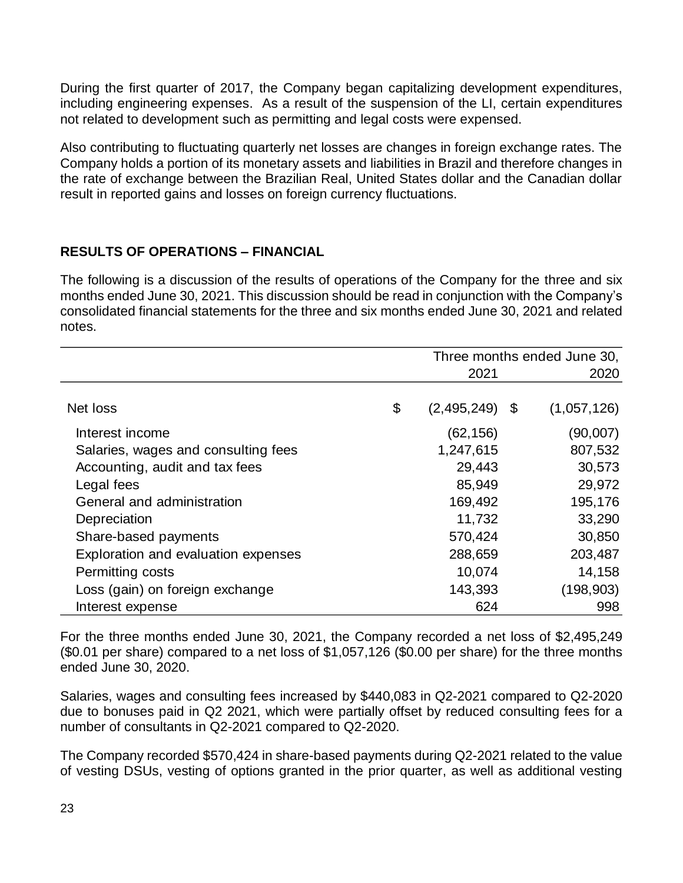During the first quarter of 2017, the Company began capitalizing development expenditures, including engineering expenses. As a result of the suspension of the LI, certain expenditures not related to development such as permitting and legal costs were expensed.

Also contributing to fluctuating quarterly net losses are changes in foreign exchange rates. The Company holds a portion of its monetary assets and liabilities in Brazil and therefore changes in the rate of exchange between the Brazilian Real, United States dollar and the Canadian dollar result in reported gains and losses on foreign currency fluctuations.

## RESULTS OF OPERATIONS – FINANCIAL

The following is a discussion of the results of operations of the Company for the three and six months ended June 30, 2021. This discussion should be read in conjunction with the Company's consolidated financial statements for the three and six months ended June 30, 2021 and related notes.

| | Three months ended June 30, | |
|---|---|---|
| | 2021 | 2020 |
| Net loss | $ (2,495,249) | $ (1,057,126) |
| Interest income | (62,156) | (90,007) |
| Salaries, wages and consulting fees | 1,247,615 | 807,532 |
| Accounting, audit and tax fees | 29,443 | 30,573 |
| Legal fees | 85,949 | 29,972 |
| General and administration | 169,492 | 195,176 |
| Depreciation | 11,732 | 33,290 |
| Share-based payments | 570,424 | 30,850 |
| Exploration and evaluation expenses | 288,659 | 203,487 |
| Permitting costs | 10,074 | 14,158 |
| Loss (gain) on foreign exchange | 143,393 | (198,903) |
| Interest expense | 624 | 998 |

For the three months ended June 30, 2021, the Company recorded a net loss of $2,495,249 ($0.01 per share) compared to a net loss of $1,057,126 ($0.00 per share) for the three months ended June 30, 2020.

Salaries, wages and consulting fees increased by $440,083 in Q2-2021 compared to Q2-2020 due to bonuses paid in Q2 2021, which were partially offset by reduced consulting fees for a number of consultants in Q2-2021 compared to Q2-2020.

The Company recorded $570,424 in share-based payments during Q2-2021 related to the value of vesting DSUs, vesting of options granted in the prior quarter, as well as additional vesting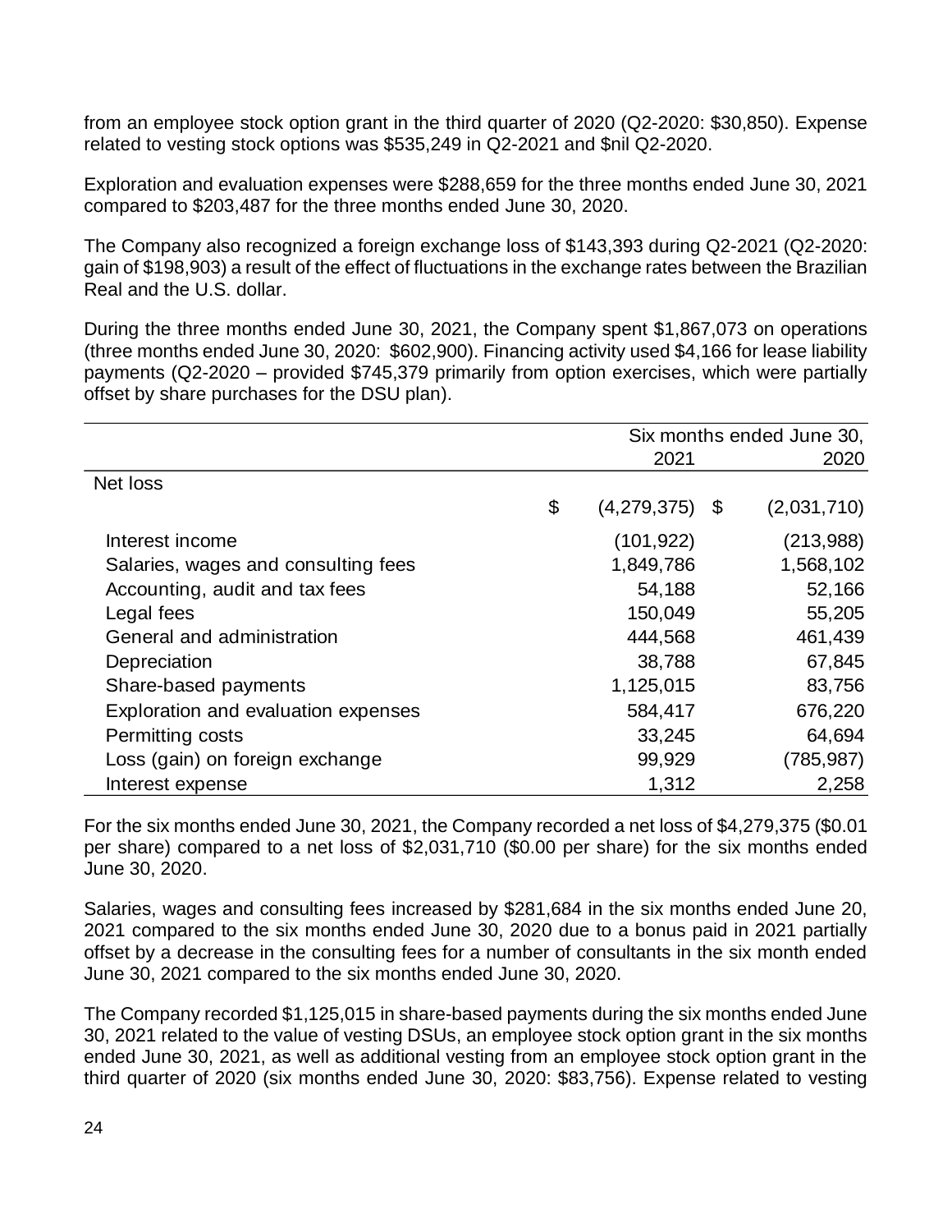from an employee stock option grant in the third quarter of 2020 (Q2-2020: $30,850). Expense related to vesting stock options was $535,249 in Q2-2021 and $nil Q2-2020.

Exploration and evaluation expenses were $288,659 for the three months ended June 30, 2021 compared to $203,487 for the three months ended June 30, 2020.

The Company also recognized a foreign exchange loss of $143,393 during Q2-2021 (Q2-2020: gain of $198,903) a result of the effect of fluctuations in the exchange rates between the Brazilian Real and the U.S. dollar.

During the three months ended June 30, 2021, the Company spent $1,867,073 on operations (three months ended June 30, 2020: $602,900). Financing activity used $4,166 for lease liability payments (Q2-2020 – provided $745,379 primarily from option exercises, which were partially offset by share purchases for the DSU plan).

| | Six months ended June 30, | |
|---|---|---|
| | 2021 | 2020 |
| Net loss | $ (4,279,375) | $ (2,031,710) |
| Interest income | (101,922) | (213,988) |
| Salaries, wages and consulting fees | 1,849,786 | 1,568,102 |
| Accounting, audit and tax fees | 54,188 | 52,166 |
| Legal fees | 150,049 | 55,205 |
| General and administration | 444,568 | 461,439 |
| Depreciation | 38,788 | 67,845 |
| Share-based payments | 1,125,015 | 83,756 |
| Exploration and evaluation expenses | 584,417 | 676,220 |
| Permitting costs | 33,245 | 64,694 |
| Loss (gain) on foreign exchange | 99,929 | (785,987) |
| Interest expense | 1,312 | 2,258 |

For the six months ended June 30, 2021, the Company recorded a net loss of $4,279,375 ($0.01 per share) compared to a net loss of $2,031,710 ($0.00 per share) for the six months ended June 30, 2020.

Salaries, wages and consulting fees increased by $281,684 in the six months ended June 20, 2021 compared to the six months ended June 30, 2020 due to a bonus paid in 2021 partially offset by a decrease in the consulting fees for a number of consultants in the six month ended June 30, 2021 compared to the six months ended June 30, 2020.

The Company recorded $1,125,015 in share-based payments during the six months ended June 30, 2021 related to the value of vesting DSUs, an employee stock option grant in the six months ended June 30, 2021, as well as additional vesting from an employee stock option grant in the third quarter of 2020 (six months ended June 30, 2020: $83,756). Expense related to vesting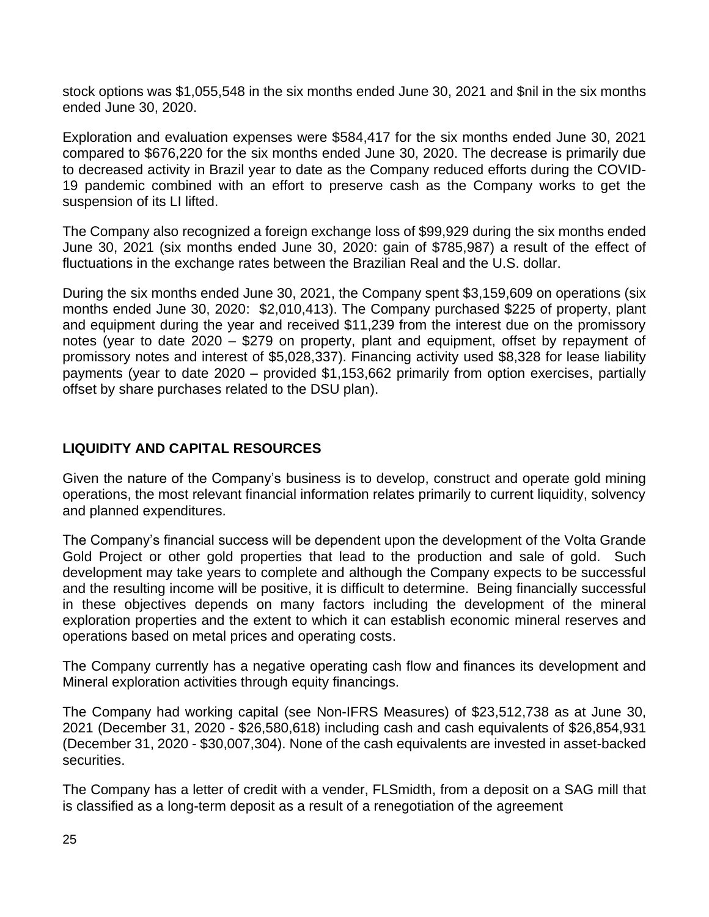stock options was $1,055,548 in the six months ended June 30, 2021 and $nil in the six months ended June 30, 2020.

Exploration and evaluation expenses were $584,417 for the six months ended June 30, 2021 compared to $676,220 for the six months ended June 30, 2020. The decrease is primarily due to decreased activity in Brazil year to date as the Company reduced efforts during the COVID-19 pandemic combined with an effort to preserve cash as the Company works to get the suspension of its LI lifted.

The Company also recognized a foreign exchange loss of $99,929 during the six months ended June 30, 2021 (six months ended June 30, 2020: gain of $785,987) a result of the effect of fluctuations in the exchange rates between the Brazilian Real and the U.S. dollar.

During the six months ended June 30, 2021, the Company spent $3,159,609 on operations (six months ended June 30, 2020: $2,010,413). The Company purchased $225 of property, plant and equipment during the year and received $11,239 from the interest due on the promissory notes (year to date 2020 – $279 on property, plant and equipment, offset by repayment of promissory notes and interest of $5,028,337). Financing activity used $8,328 for lease liability payments (year to date 2020 – provided $1,153,662 primarily from option exercises, partially offset by share purchases related to the DSU plan).

## LIQUIDITY AND CAPITAL RESOURCES

Given the nature of the Company's business is to develop, construct and operate gold mining operations, the most relevant financial information relates primarily to current liquidity, solvency and planned expenditures.

The Company's financial success will be dependent upon the development of the Volta Grande Gold Project or other gold properties that lead to the production and sale of gold. Such development may take years to complete and although the Company expects to be successful and the resulting income will be positive, it is difficult to determine. Being financially successful in these objectives depends on many factors including the development of the mineral exploration properties and the extent to which it can establish economic mineral reserves and operations based on metal prices and operating costs.

The Company currently has a negative operating cash flow and finances its development and Mineral exploration activities through equity financings.

The Company had working capital (see Non-IFRS Measures) of $23,512,738 as at June 30, 2021 (December 31, 2020 - $26,580,618) including cash and cash equivalents of $26,854,931 (December 31, 2020 - $30,007,304). None of the cash equivalents are invested in asset-backed securities.

The Company has a letter of credit with a vender, FLSmidth, from a deposit on a SAG mill that is classified as a long-term deposit as a result of a renegotiation of the agreement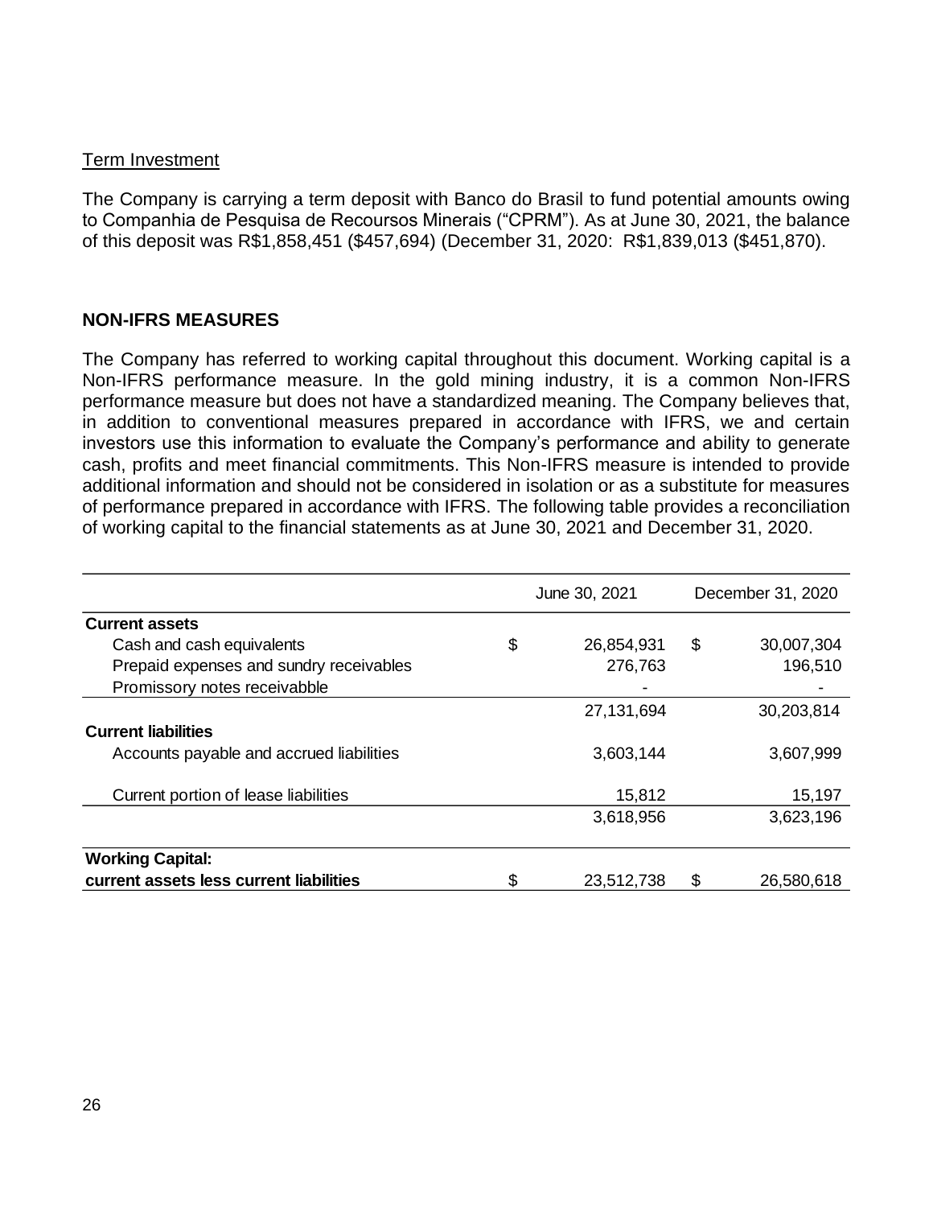Term Investment

The Company is carrying a term deposit with Banco do Brasil to fund potential amounts owing to Companhia de Pesquisa de Recoursos Minerais ("CPRM"). As at June 30, 2021, the balance of this deposit was R$1,858,451 ($457,694) (December 31, 2020: R$1,839,013 ($451,870).

## NON-IFRS MEASURES

The Company has referred to working capital throughout this document. Working capital is a Non-IFRS performance measure. In the gold mining industry, it is a common Non-IFRS performance measure but does not have a standardized meaning. The Company believes that, in addition to conventional measures prepared in accordance with IFRS, we and certain investors use this information to evaluate the Company's performance and ability to generate cash, profits and meet financial commitments. This Non-IFRS measure is intended to provide additional information and should not be considered in isolation or as a substitute for measures of performance prepared in accordance with IFRS. The following table provides a reconciliation of working capital to the financial statements as at June 30, 2021 and December 31, 2020.

| | June 30, 2021 | December 31, 2020 |
|---|---|---|
| **Current assets** | | |
| Cash and cash equivalents | $ 26,854,931 | $ 30,007,304 |
| Prepaid expenses and sundry receivables | 276,763 | 196,510 |
| Promissory notes receivabble | - | - |
| | 27,131,694 | 30,203,814 |
| **Current liabilities** | | |
| Accounts payable and accrued liabilities | 3,603,144 | 3,607,999 |
| Current portion of lease liabilities | 15,812 | 15,197 |
| | 3,618,956 | 3,623,196 |
| **Working Capital: current assets less current liabilities** | $ 23,512,738 | $ 26,580,618 |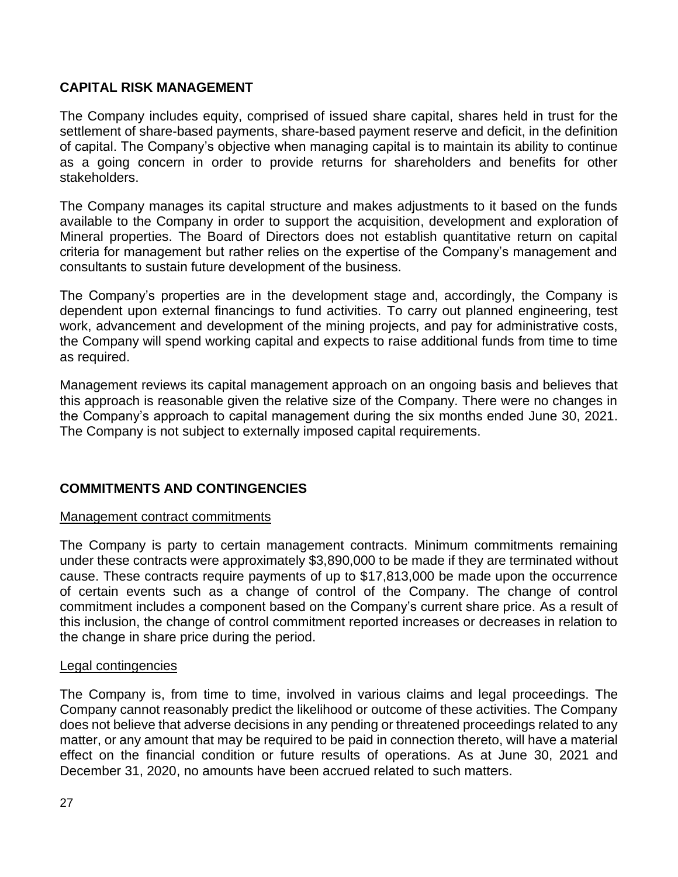## CAPITAL RISK MANAGEMENT

The Company includes equity, comprised of issued share capital, shares held in trust for the settlement of share-based payments, share-based payment reserve and deficit, in the definition of capital. The Company's objective when managing capital is to maintain its ability to continue as a going concern in order to provide returns for shareholders and benefits for other stakeholders.

The Company manages its capital structure and makes adjustments to it based on the funds available to the Company in order to support the acquisition, development and exploration of Mineral properties. The Board of Directors does not establish quantitative return on capital criteria for management but rather relies on the expertise of the Company's management and consultants to sustain future development of the business.

The Company's properties are in the development stage and, accordingly, the Company is dependent upon external financings to fund activities. To carry out planned engineering, test work, advancement and development of the mining projects, and pay for administrative costs, the Company will spend working capital and expects to raise additional funds from time to time as required.

Management reviews its capital management approach on an ongoing basis and believes that this approach is reasonable given the relative size of the Company. There were no changes in the Company's approach to capital management during the six months ended June 30, 2021. The Company is not subject to externally imposed capital requirements.

## COMMITMENTS AND CONTINGENCIES

### Management contract commitments

The Company is party to certain management contracts. Minimum commitments remaining under these contracts were approximately $3,890,000 to be made if they are terminated without cause. These contracts require payments of up to $17,813,000 be made upon the occurrence of certain events such as a change of control of the Company. The change of control commitment includes a component based on the Company's current share price. As a result of this inclusion, the change of control commitment reported increases or decreases in relation to the change in share price during the period.

### Legal contingencies

The Company is, from time to time, involved in various claims and legal proceedings. The Company cannot reasonably predict the likelihood or outcome of these activities. The Company does not believe that adverse decisions in any pending or threatened proceedings related to any matter, or any amount that may be required to be paid in connection thereto, will have a material effect on the financial condition or future results of operations. As at June 30, 2021 and December 31, 2020, no amounts have been accrued related to such matters.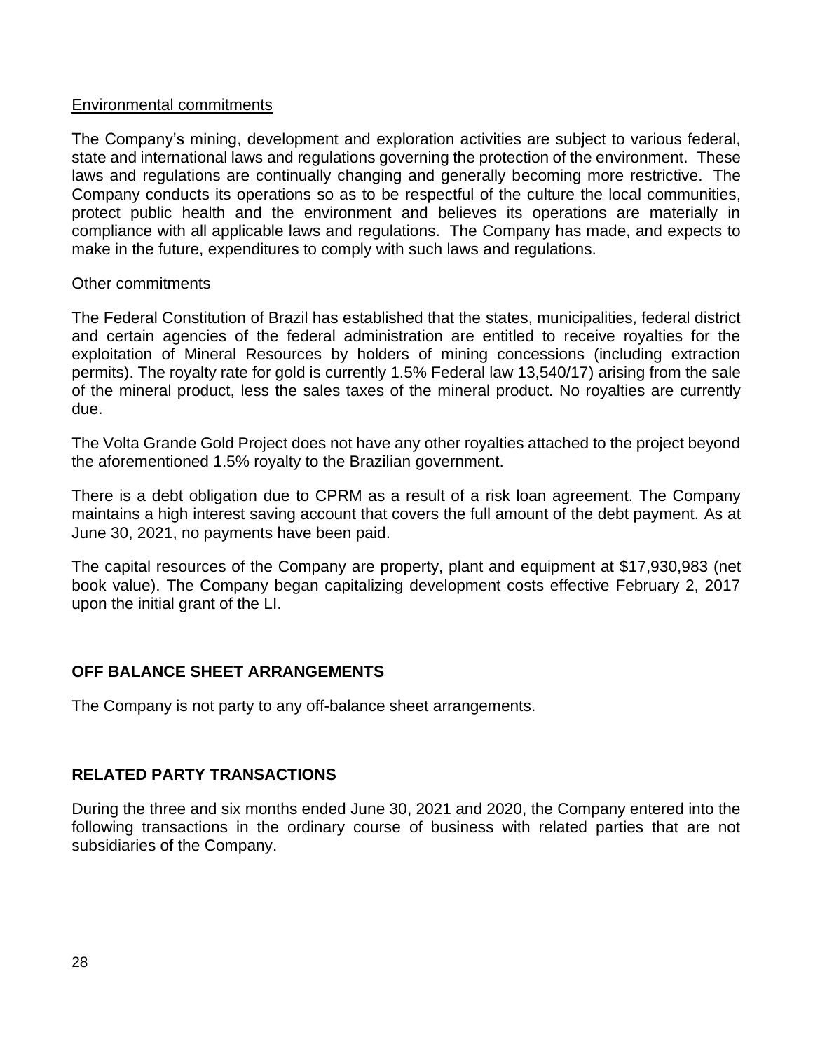Environmental commitments

The Company's mining, development and exploration activities are subject to various federal, state and international laws and regulations governing the protection of the environment. These laws and regulations are continually changing and generally becoming more restrictive. The Company conducts its operations so as to be respectful of the culture the local communities, protect public health and the environment and believes its operations are materially in compliance with all applicable laws and regulations. The Company has made, and expects to make in the future, expenditures to comply with such laws and regulations.

Other commitments

The Federal Constitution of Brazil has established that the states, municipalities, federal district and certain agencies of the federal administration are entitled to receive royalties for the exploitation of Mineral Resources by holders of mining concessions (including extraction permits). The royalty rate for gold is currently 1.5% Federal law 13,540/17) arising from the sale of the mineral product, less the sales taxes of the mineral product. No royalties are currently due.

The Volta Grande Gold Project does not have any other royalties attached to the project beyond the aforementioned 1.5% royalty to the Brazilian government.

There is a debt obligation due to CPRM as a result of a risk loan agreement. The Company maintains a high interest saving account that covers the full amount of the debt payment. As at June 30, 2021, no payments have been paid.

The capital resources of the Company are property, plant and equipment at $17,930,983 (net book value). The Company began capitalizing development costs effective February 2, 2017 upon the initial grant of the LI.

## OFF BALANCE SHEET ARRANGEMENTS

The Company is not party to any off-balance sheet arrangements.

## RELATED PARTY TRANSACTIONS

During the three and six months ended June 30, 2021 and 2020, the Company entered into the following transactions in the ordinary course of business with related parties that are not subsidiaries of the Company.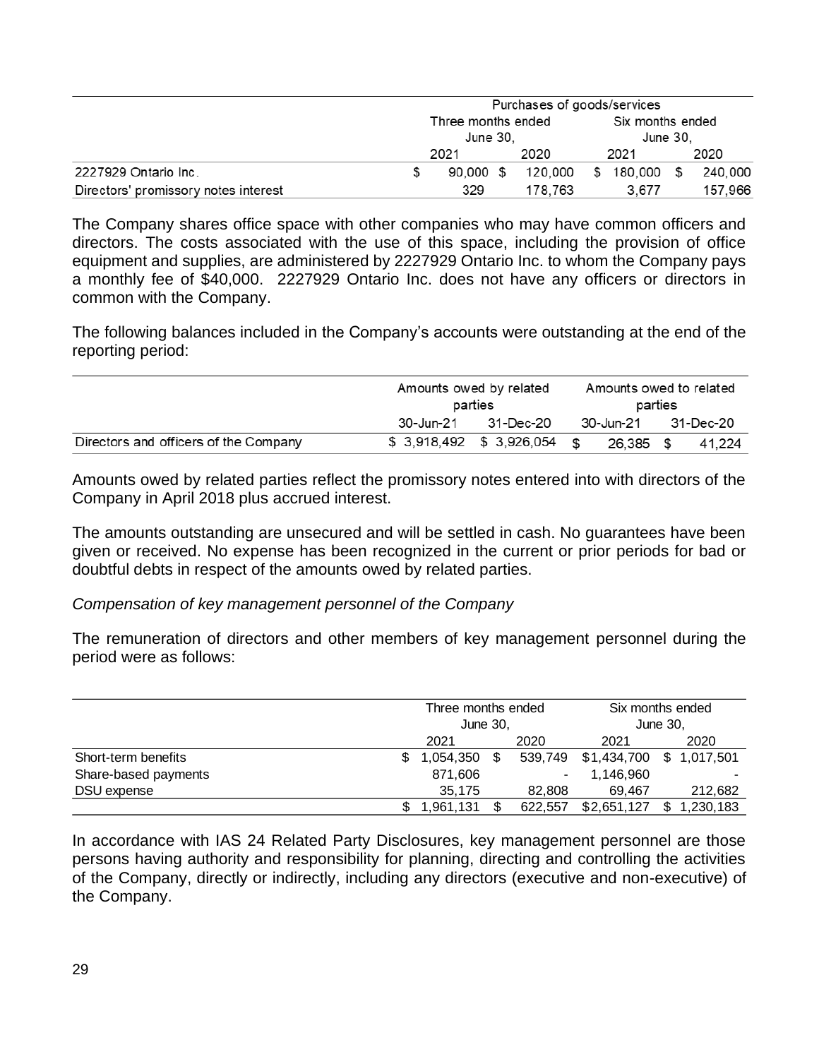| | Purchases of goods/services | | | |
|---|---|---|---|---|
| | Three months ended June 30, | | Six months ended June 30, | |
| | 2021 | 2020 | 2021 | 2020 |
| 2227929 Ontario Inc. | $ 90,000 | $ 120,000 | $ 180,000 | $ 240,000 |
| Directors' promissory notes interest | 329 | 178,763 | 3,677 | 157,966 |

The Company shares office space with other companies who may have common officers and directors. The costs associated with the use of this space, including the provision of office equipment and supplies, are administered by 2227929 Ontario Inc. to whom the Company pays a monthly fee of $40,000. 2227929 Ontario Inc. does not have any officers or directors in common with the Company.

The following balances included in the Company's accounts were outstanding at the end of the reporting period:

| | Amounts owed by related parties | | Amounts owed to related parties | |
|---|---|---|---|---|
| | 30-Jun-21 | 31-Dec-20 | 30-Jun-21 | 31-Dec-20 |
| Directors and officers of the Company | $ 3,918,492 | $ 3,926,054 | $ 26,385 | $ 41,224 |

Amounts owed by related parties reflect the promissory notes entered into with directors of the Company in April 2018 plus accrued interest.

The amounts outstanding are unsecured and will be settled in cash. No guarantees have been given or received. No expense has been recognized in the current or prior periods for bad or doubtful debts in respect of the amounts owed by related parties.

*Compensation of key management personnel of the Company*

The remuneration of directors and other members of key management personnel during the period were as follows:

| | Three months ended June 30, | | Six months ended June 30, | |
|---|---|---|---|---|
| | 2021 | 2020 | 2021 | 2020 |
| Short-term benefits | $ 1,054,350 | $ 539,749 | $1,434,700 | $ 1,017,501 |
| Share-based payments | 871,606 | - | 1,146,960 | - |
| DSU expense | 35,175 | 82,808 | 69,467 | 212,682 |
| | $ 1,961,131 | $ 622,557 | $2,651,127 | $ 1,230,183 |

In accordance with IAS 24 Related Party Disclosures, key management personnel are those persons having authority and responsibility for planning, directing and controlling the activities of the Company, directly or indirectly, including any directors (executive and non-executive) of the Company.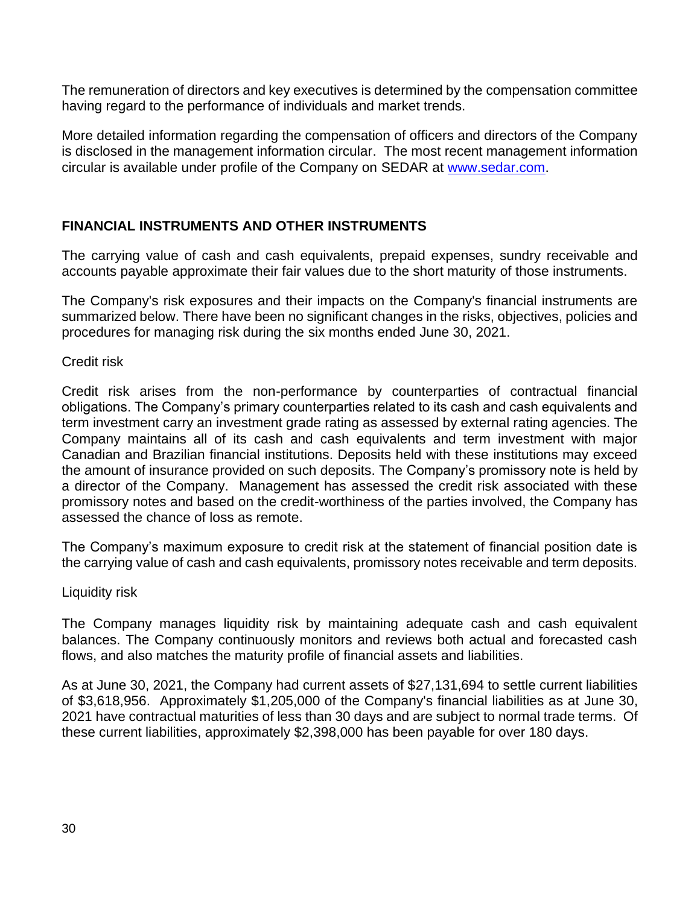The remuneration of directors and key executives is determined by the compensation committee having regard to the performance of individuals and market trends.

More detailed information regarding the compensation of officers and directors of the Company is disclosed in the management information circular. The most recent management information circular is available under profile of the Company on SEDAR at [www.sedar.com](http://www.sedar.com).

## FINANCIAL INSTRUMENTS AND OTHER INSTRUMENTS

The carrying value of cash and cash equivalents, prepaid expenses, sundry receivable and accounts payable approximate their fair values due to the short maturity of those instruments.

The Company's risk exposures and their impacts on the Company's financial instruments are summarized below. There have been no significant changes in the risks, objectives, policies and procedures for managing risk during the six months ended June 30, 2021.

Credit risk

Credit risk arises from the non-performance by counterparties of contractual financial obligations. The Company's primary counterparties related to its cash and cash equivalents and term investment carry an investment grade rating as assessed by external rating agencies. The Company maintains all of its cash and cash equivalents and term investment with major Canadian and Brazilian financial institutions. Deposits held with these institutions may exceed the amount of insurance provided on such deposits. The Company's promissory note is held by a director of the Company. Management has assessed the credit risk associated with these promissory notes and based on the credit-worthiness of the parties involved, the Company has assessed the chance of loss as remote.

The Company's maximum exposure to credit risk at the statement of financial position date is the carrying value of cash and cash equivalents, promissory notes receivable and term deposits.

Liquidity risk

The Company manages liquidity risk by maintaining adequate cash and cash equivalent balances. The Company continuously monitors and reviews both actual and forecasted cash flows, and also matches the maturity profile of financial assets and liabilities.

As at June 30, 2021, the Company had current assets of $27,131,694 to settle current liabilities of $3,618,956. Approximately $1,205,000 of the Company's financial liabilities as at June 30, 2021 have contractual maturities of less than 30 days and are subject to normal trade terms. Of these current liabilities, approximately $2,398,000 has been payable for over 180 days.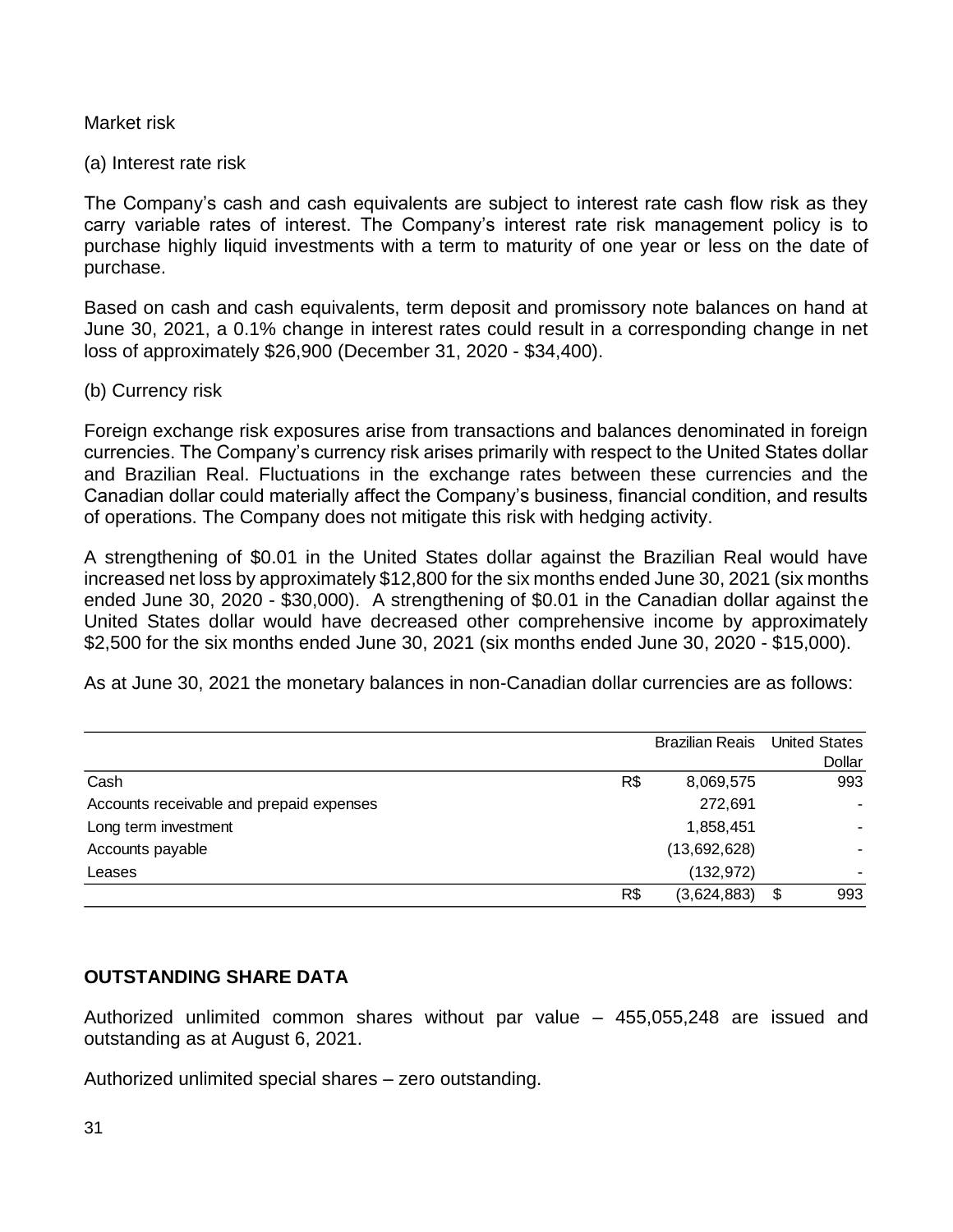Market risk

(a) Interest rate risk

The Company's cash and cash equivalents are subject to interest rate cash flow risk as they carry variable rates of interest. The Company's interest rate risk management policy is to purchase highly liquid investments with a term to maturity of one year or less on the date of purchase.

Based on cash and cash equivalents, term deposit and promissory note balances on hand at June 30, 2021, a 0.1% change in interest rates could result in a corresponding change in net loss of approximately $26,900 (December 31, 2020 - $34,400).

(b) Currency risk

Foreign exchange risk exposures arise from transactions and balances denominated in foreign currencies. The Company's currency risk arises primarily with respect to the United States dollar and Brazilian Real. Fluctuations in the exchange rates between these currencies and the Canadian dollar could materially affect the Company's business, financial condition, and results of operations. The Company does not mitigate this risk with hedging activity.

A strengthening of $0.01 in the United States dollar against the Brazilian Real would have increased net loss by approximately $12,800 for the six months ended June 30, 2021 (six months ended June 30, 2020 - $30,000). A strengthening of $0.01 in the Canadian dollar against the United States dollar would have decreased other comprehensive income by approximately $2,500 for the six months ended June 30, 2021 (six months ended June 30, 2020 - $15,000).

As at June 30, 2021 the monetary balances in non-Canadian dollar currencies are as follows:

| | | Brazilian Reais | | United States Dollar |
|---|---|---|---|---|
| Cash | R$ | 8,069,575 | | 993 |
| Accounts receivable and prepaid expenses | | 272,691 | | - |
| Long term investment | | 1,858,451 | | - |
| Accounts payable | | (13,692,628) | | - |
| Leases | | (132,972) | | - |
| | R$ | (3,624,883) | $ | 993 |

## OUTSTANDING SHARE DATA

Authorized unlimited common shares without par value – 455,055,248 are issued and outstanding as at August 6, 2021.

Authorized unlimited special shares – zero outstanding.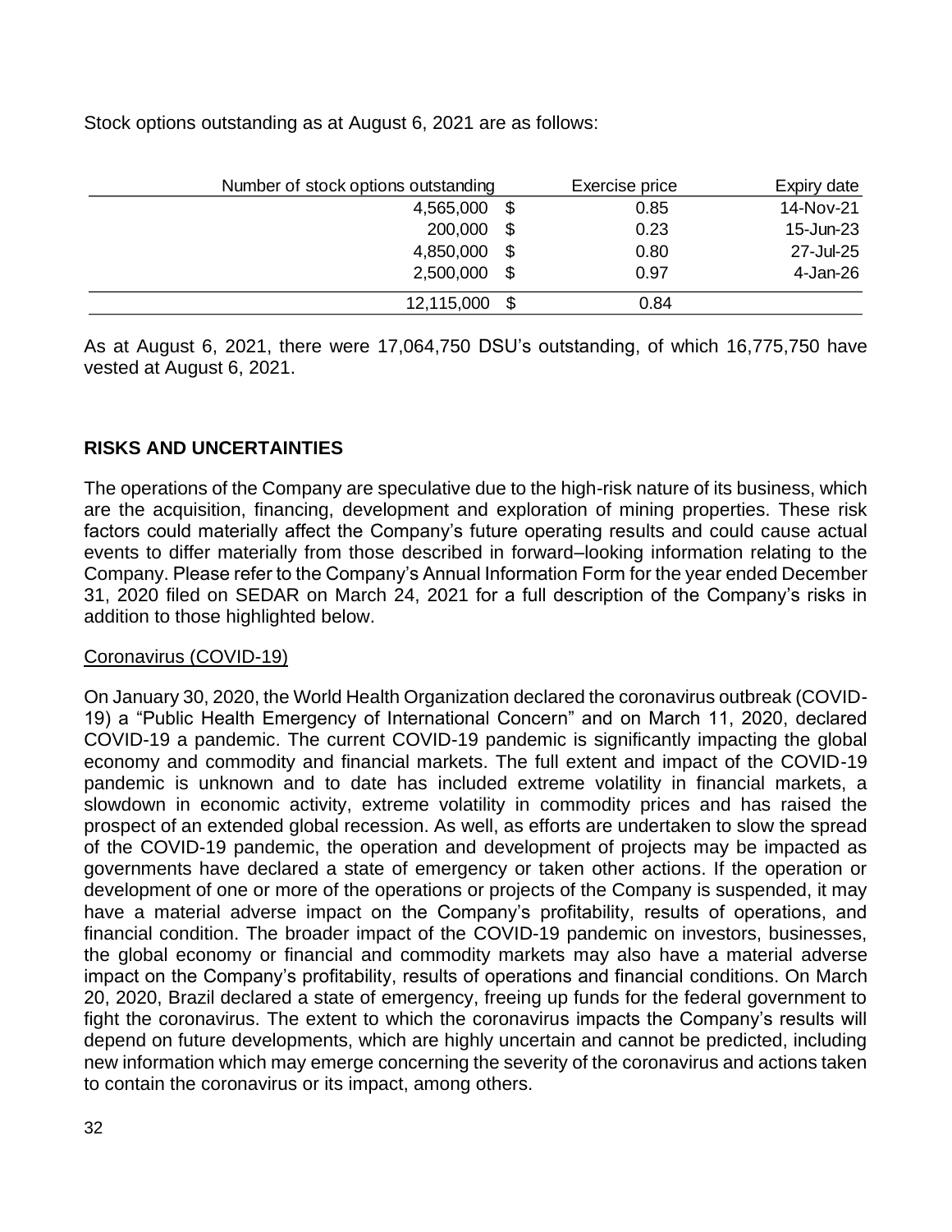Stock options outstanding as at August 6, 2021 are as follows:

| Number of stock options outstanding | Exercise price | Expiry date |
|---|---|---|
| 4,565,000 | $ 0.85 | 14-Nov-21 |
| 200,000 | $ 0.23 | 15-Jun-23 |
| 4,850,000 | $ 0.80 | 27-Jul-25 |
| 2,500,000 | $ 0.97 | 4-Jan-26 |
| 12,115,000 | $ 0.84 | |

As at August 6, 2021, there were 17,064,750 DSU's outstanding, of which 16,775,750 have vested at August 6, 2021.

## RISKS AND UNCERTAINTIES

The operations of the Company are speculative due to the high-risk nature of its business, which are the acquisition, financing, development and exploration of mining properties. These risk factors could materially affect the Company's future operating results and could cause actual events to differ materially from those described in forward–looking information relating to the Company. Please refer to the Company's Annual Information Form for the year ended December 31, 2020 filed on SEDAR on March 24, 2021 for a full description of the Company's risks in addition to those highlighted below.

### Coronavirus (COVID-19)

On January 30, 2020, the World Health Organization declared the coronavirus outbreak (COVID-19) a "Public Health Emergency of International Concern" and on March 11, 2020, declared COVID-19 a pandemic. The current COVID-19 pandemic is significantly impacting the global economy and commodity and financial markets. The full extent and impact of the COVID-19 pandemic is unknown and to date has included extreme volatility in financial markets, a slowdown in economic activity, extreme volatility in commodity prices and has raised the prospect of an extended global recession. As well, as efforts are undertaken to slow the spread of the COVID-19 pandemic, the operation and development of projects may be impacted as governments have declared a state of emergency or taken other actions. If the operation or development of one or more of the operations or projects of the Company is suspended, it may have a material adverse impact on the Company's profitability, results of operations, and financial condition. The broader impact of the COVID-19 pandemic on investors, businesses, the global economy or financial and commodity markets may also have a material adverse impact on the Company's profitability, results of operations and financial conditions. On March 20, 2020, Brazil declared a state of emergency, freeing up funds for the federal government to fight the coronavirus. The extent to which the coronavirus impacts the Company's results will depend on future developments, which are highly uncertain and cannot be predicted, including new information which may emerge concerning the severity of the coronavirus and actions taken to contain the coronavirus or its impact, among others.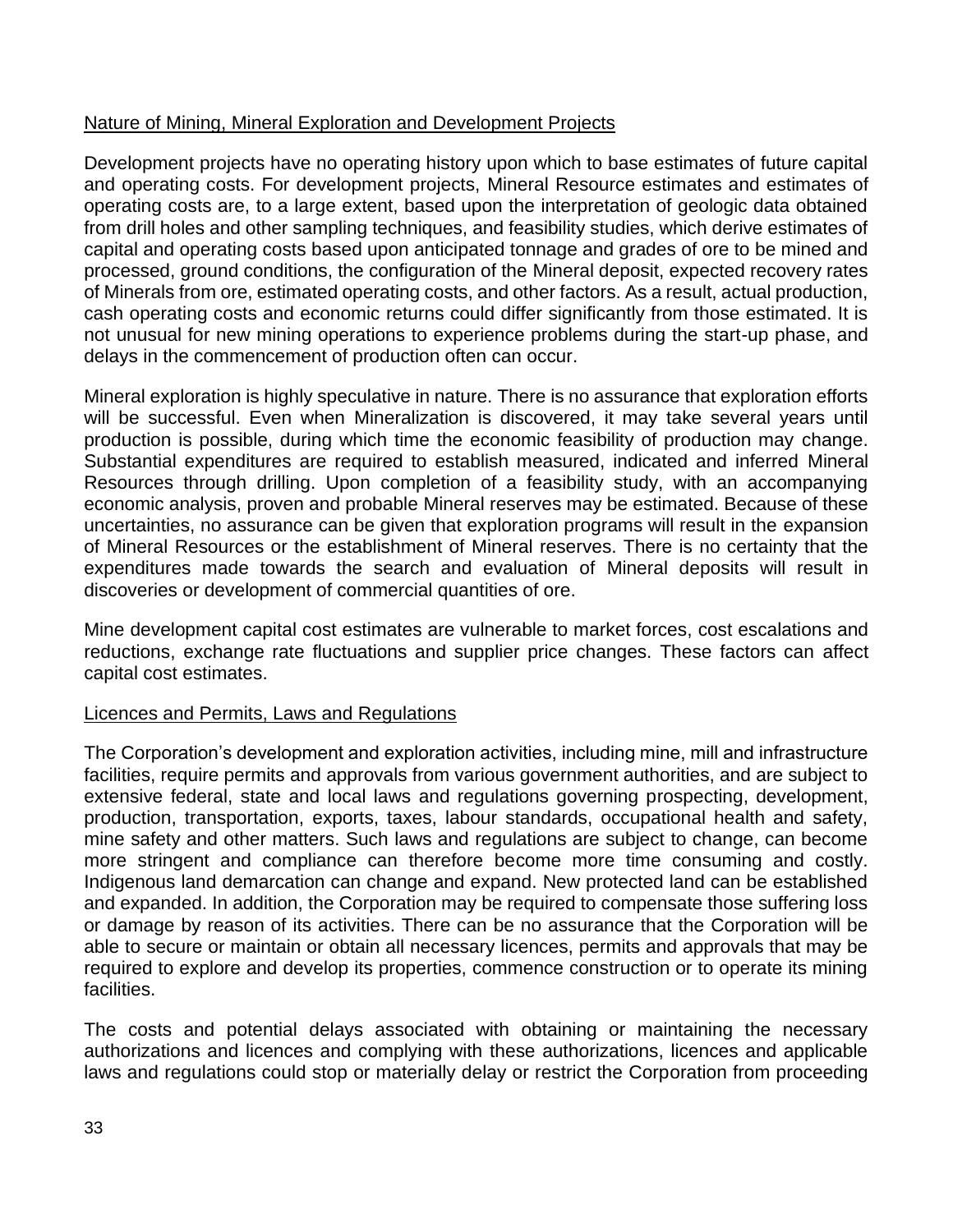## Nature of Mining, Mineral Exploration and Development Projects

Development projects have no operating history upon which to base estimates of future capital and operating costs. For development projects, Mineral Resource estimates and estimates of operating costs are, to a large extent, based upon the interpretation of geologic data obtained from drill holes and other sampling techniques, and feasibility studies, which derive estimates of capital and operating costs based upon anticipated tonnage and grades of ore to be mined and processed, ground conditions, the configuration of the Mineral deposit, expected recovery rates of Minerals from ore, estimated operating costs, and other factors. As a result, actual production, cash operating costs and economic returns could differ significantly from those estimated. It is not unusual for new mining operations to experience problems during the start-up phase, and delays in the commencement of production often can occur.

Mineral exploration is highly speculative in nature. There is no assurance that exploration efforts will be successful. Even when Mineralization is discovered, it may take several years until production is possible, during which time the economic feasibility of production may change. Substantial expenditures are required to establish measured, indicated and inferred Mineral Resources through drilling. Upon completion of a feasibility study, with an accompanying economic analysis, proven and probable Mineral reserves may be estimated. Because of these uncertainties, no assurance can be given that exploration programs will result in the expansion of Mineral Resources or the establishment of Mineral reserves. There is no certainty that the expenditures made towards the search and evaluation of Mineral deposits will result in discoveries or development of commercial quantities of ore.

Mine development capital cost estimates are vulnerable to market forces, cost escalations and reductions, exchange rate fluctuations and supplier price changes. These factors can affect capital cost estimates.

## Licences and Permits, Laws and Regulations

The Corporation's development and exploration activities, including mine, mill and infrastructure facilities, require permits and approvals from various government authorities, and are subject to extensive federal, state and local laws and regulations governing prospecting, development, production, transportation, exports, taxes, labour standards, occupational health and safety, mine safety and other matters. Such laws and regulations are subject to change, can become more stringent and compliance can therefore become more time consuming and costly. Indigenous land demarcation can change and expand. New protected land can be established and expanded. In addition, the Corporation may be required to compensate those suffering loss or damage by reason of its activities. There can be no assurance that the Corporation will be able to secure or maintain or obtain all necessary licences, permits and approvals that may be required to explore and develop its properties, commence construction or to operate its mining facilities.

The costs and potential delays associated with obtaining or maintaining the necessary authorizations and licences and complying with these authorizations, licences and applicable laws and regulations could stop or materially delay or restrict the Corporation from proceeding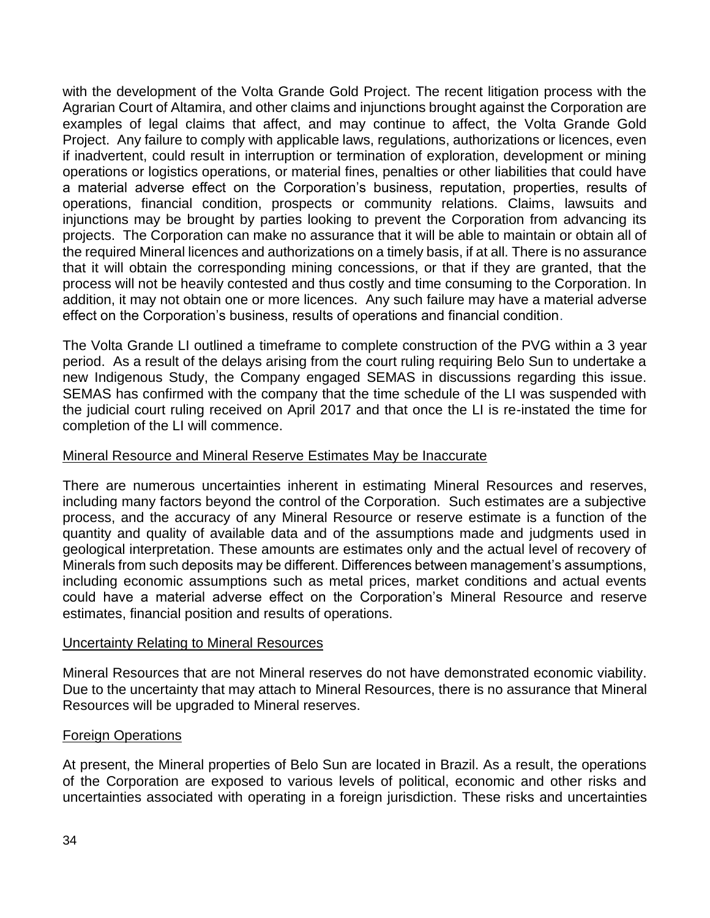with the development of the Volta Grande Gold Project. The recent litigation process with the Agrarian Court of Altamira, and other claims and injunctions brought against the Corporation are examples of legal claims that affect, and may continue to affect, the Volta Grande Gold Project. Any failure to comply with applicable laws, regulations, authorizations or licences, even if inadvertent, could result in interruption or termination of exploration, development or mining operations or logistics operations, or material fines, penalties or other liabilities that could have a material adverse effect on the Corporation's business, reputation, properties, results of operations, financial condition, prospects or community relations. Claims, lawsuits and injunctions may be brought by parties looking to prevent the Corporation from advancing its projects. The Corporation can make no assurance that it will be able to maintain or obtain all of the required Mineral licences and authorizations on a timely basis, if at all. There is no assurance that it will obtain the corresponding mining concessions, or that if they are granted, that the process will not be heavily contested and thus costly and time consuming to the Corporation. In addition, it may not obtain one or more licences. Any such failure may have a material adverse effect on the Corporation's business, results of operations and financial condition.

The Volta Grande LI outlined a timeframe to complete construction of the PVG within a 3 year period. As a result of the delays arising from the court ruling requiring Belo Sun to undertake a new Indigenous Study, the Company engaged SEMAS in discussions regarding this issue. SEMAS has confirmed with the company that the time schedule of the LI was suspended with the judicial court ruling received on April 2017 and that once the LI is re-instated the time for completion of the LI will commence.

## Mineral Resource and Mineral Reserve Estimates May be Inaccurate

There are numerous uncertainties inherent in estimating Mineral Resources and reserves, including many factors beyond the control of the Corporation. Such estimates are a subjective process, and the accuracy of any Mineral Resource or reserve estimate is a function of the quantity and quality of available data and of the assumptions made and judgments used in geological interpretation. These amounts are estimates only and the actual level of recovery of Minerals from such deposits may be different. Differences between management's assumptions, including economic assumptions such as metal prices, market conditions and actual events could have a material adverse effect on the Corporation's Mineral Resource and reserve estimates, financial position and results of operations.

## Uncertainty Relating to Mineral Resources

Mineral Resources that are not Mineral reserves do not have demonstrated economic viability. Due to the uncertainty that may attach to Mineral Resources, there is no assurance that Mineral Resources will be upgraded to Mineral reserves.

## Foreign Operations

At present, the Mineral properties of Belo Sun are located in Brazil. As a result, the operations of the Corporation are exposed to various levels of political, economic and other risks and uncertainties associated with operating in a foreign jurisdiction. These risks and uncertainties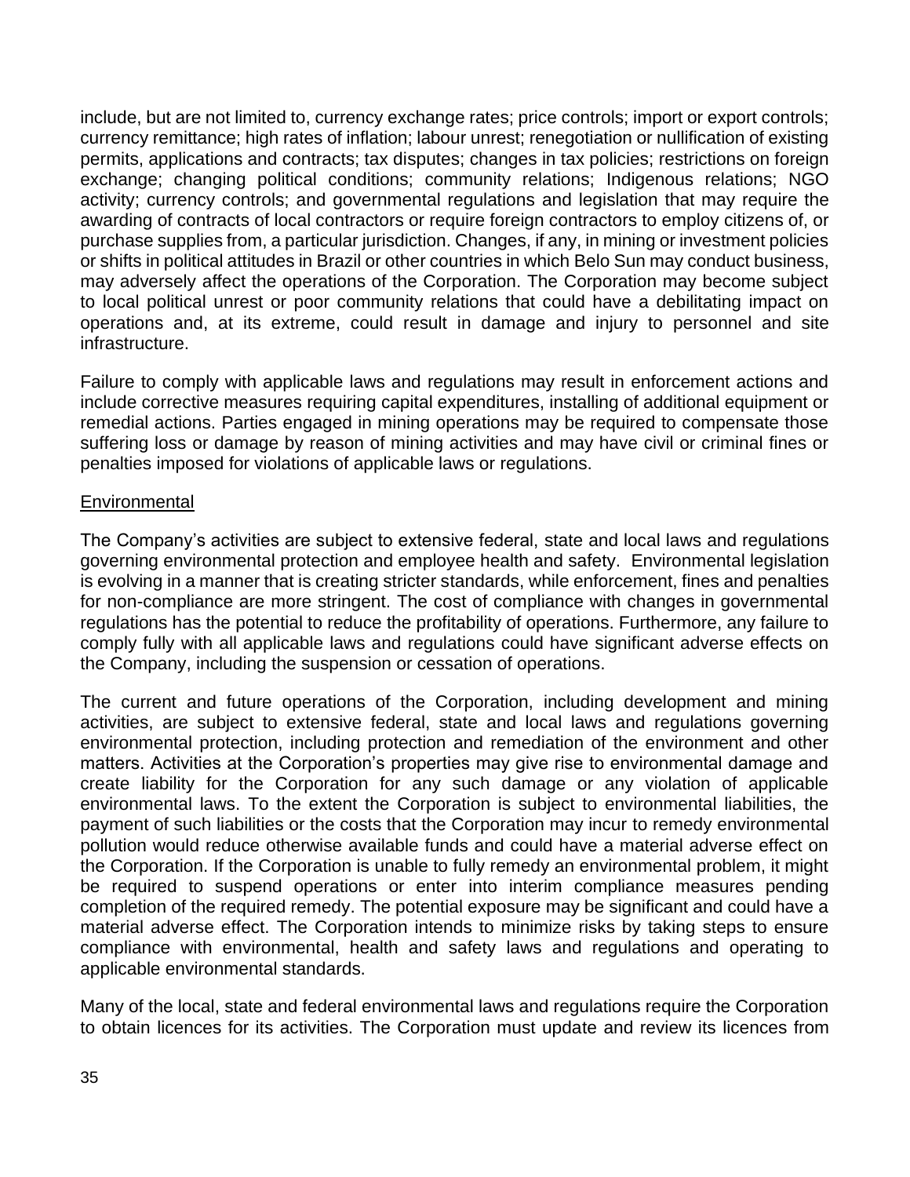include, but are not limited to, currency exchange rates; price controls; import or export controls; currency remittance; high rates of inflation; labour unrest; renegotiation or nullification of existing permits, applications and contracts; tax disputes; changes in tax policies; restrictions on foreign exchange; changing political conditions; community relations; Indigenous relations; NGO activity; currency controls; and governmental regulations and legislation that may require the awarding of contracts of local contractors or require foreign contractors to employ citizens of, or purchase supplies from, a particular jurisdiction. Changes, if any, in mining or investment policies or shifts in political attitudes in Brazil or other countries in which Belo Sun may conduct business, may adversely affect the operations of the Corporation. The Corporation may become subject to local political unrest or poor community relations that could have a debilitating impact on operations and, at its extreme, could result in damage and injury to personnel and site infrastructure.

Failure to comply with applicable laws and regulations may result in enforcement actions and include corrective measures requiring capital expenditures, installing of additional equipment or remedial actions. Parties engaged in mining operations may be required to compensate those suffering loss or damage by reason of mining activities and may have civil or criminal fines or penalties imposed for violations of applicable laws or regulations.

Environmental

The Company's activities are subject to extensive federal, state and local laws and regulations governing environmental protection and employee health and safety. Environmental legislation is evolving in a manner that is creating stricter standards, while enforcement, fines and penalties for non-compliance are more stringent. The cost of compliance with changes in governmental regulations has the potential to reduce the profitability of operations. Furthermore, any failure to comply fully with all applicable laws and regulations could have significant adverse effects on the Company, including the suspension or cessation of operations.

The current and future operations of the Corporation, including development and mining activities, are subject to extensive federal, state and local laws and regulations governing environmental protection, including protection and remediation of the environment and other matters. Activities at the Corporation's properties may give rise to environmental damage and create liability for the Corporation for any such damage or any violation of applicable environmental laws. To the extent the Corporation is subject to environmental liabilities, the payment of such liabilities or the costs that the Corporation may incur to remedy environmental pollution would reduce otherwise available funds and could have a material adverse effect on the Corporation. If the Corporation is unable to fully remedy an environmental problem, it might be required to suspend operations or enter into interim compliance measures pending completion of the required remedy. The potential exposure may be significant and could have a material adverse effect. The Corporation intends to minimize risks by taking steps to ensure compliance with environmental, health and safety laws and regulations and operating to applicable environmental standards.

Many of the local, state and federal environmental laws and regulations require the Corporation to obtain licences for its activities. The Corporation must update and review its licences from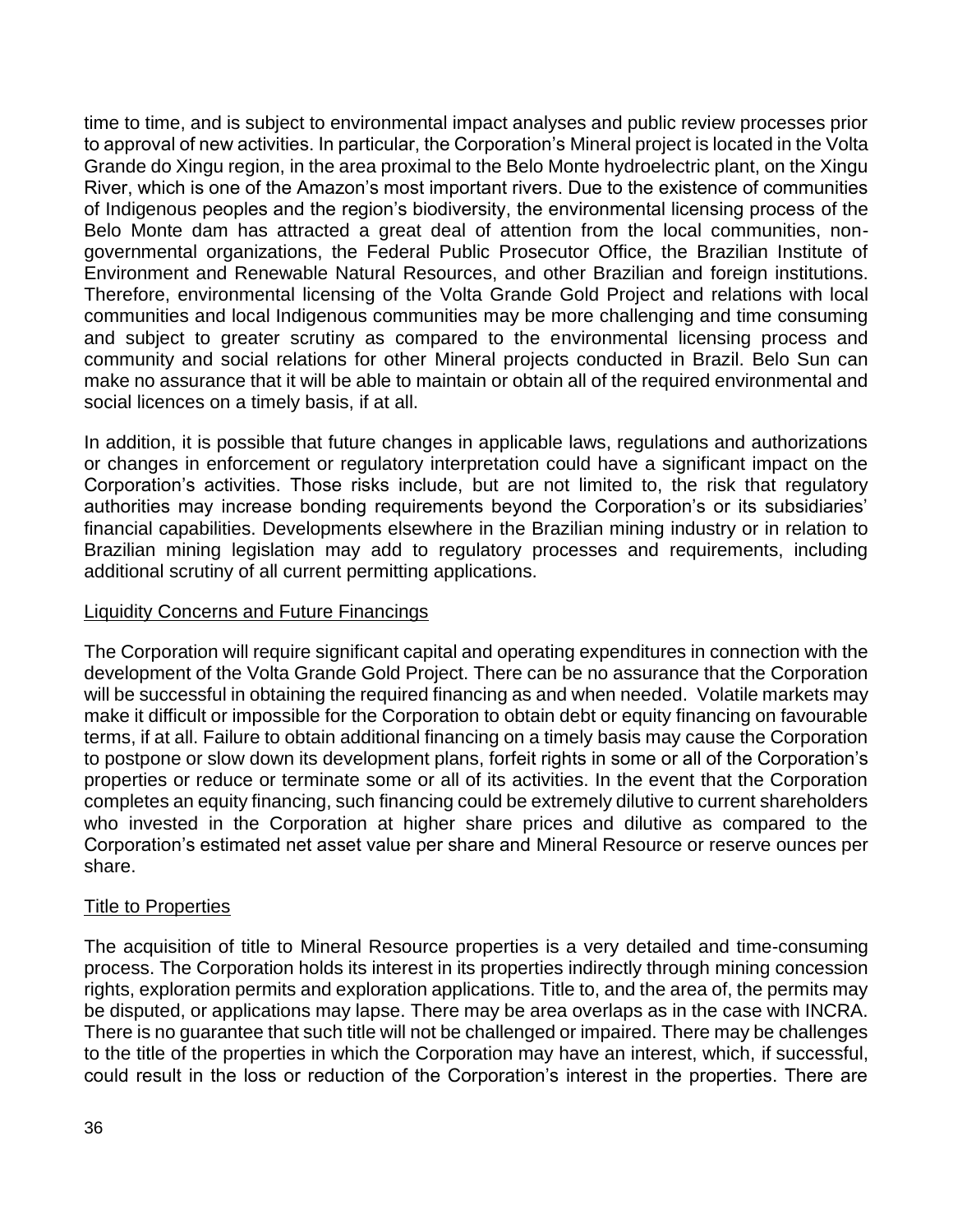time to time, and is subject to environmental impact analyses and public review processes prior to approval of new activities. In particular, the Corporation's Mineral project is located in the Volta Grande do Xingu region, in the area proximal to the Belo Monte hydroelectric plant, on the Xingu River, which is one of the Amazon's most important rivers. Due to the existence of communities of Indigenous peoples and the region's biodiversity, the environmental licensing process of the Belo Monte dam has attracted a great deal of attention from the local communities, non-governmental organizations, the Federal Public Prosecutor Office, the Brazilian Institute of Environment and Renewable Natural Resources, and other Brazilian and foreign institutions. Therefore, environmental licensing of the Volta Grande Gold Project and relations with local communities and local Indigenous communities may be more challenging and time consuming and subject to greater scrutiny as compared to the environmental licensing process and community and social relations for other Mineral projects conducted in Brazil. Belo Sun can make no assurance that it will be able to maintain or obtain all of the required environmental and social licences on a timely basis, if at all.

In addition, it is possible that future changes in applicable laws, regulations and authorizations or changes in enforcement or regulatory interpretation could have a significant impact on the Corporation's activities. Those risks include, but are not limited to, the risk that regulatory authorities may increase bonding requirements beyond the Corporation's or its subsidiaries' financial capabilities. Developments elsewhere in the Brazilian mining industry or in relation to Brazilian mining legislation may add to regulatory processes and requirements, including additional scrutiny of all current permitting applications.

<u>Liquidity Concerns and Future Financings</u>

The Corporation will require significant capital and operating expenditures in connection with the development of the Volta Grande Gold Project. There can be no assurance that the Corporation will be successful in obtaining the required financing as and when needed. Volatile markets may make it difficult or impossible for the Corporation to obtain debt or equity financing on favourable terms, if at all. Failure to obtain additional financing on a timely basis may cause the Corporation to postpone or slow down its development plans, forfeit rights in some or all of the Corporation's properties or reduce or terminate some or all of its activities. In the event that the Corporation completes an equity financing, such financing could be extremely dilutive to current shareholders who invested in the Corporation at higher share prices and dilutive as compared to the Corporation's estimated net asset value per share and Mineral Resource or reserve ounces per share.

<u>Title to Properties</u>

The acquisition of title to Mineral Resource properties is a very detailed and time-consuming process. The Corporation holds its interest in its properties indirectly through mining concession rights, exploration permits and exploration applications. Title to, and the area of, the permits may be disputed, or applications may lapse. There may be area overlaps as in the case with INCRA. There is no guarantee that such title will not be challenged or impaired. There may be challenges to the title of the properties in which the Corporation may have an interest, which, if successful, could result in the loss or reduction of the Corporation's interest in the properties. There are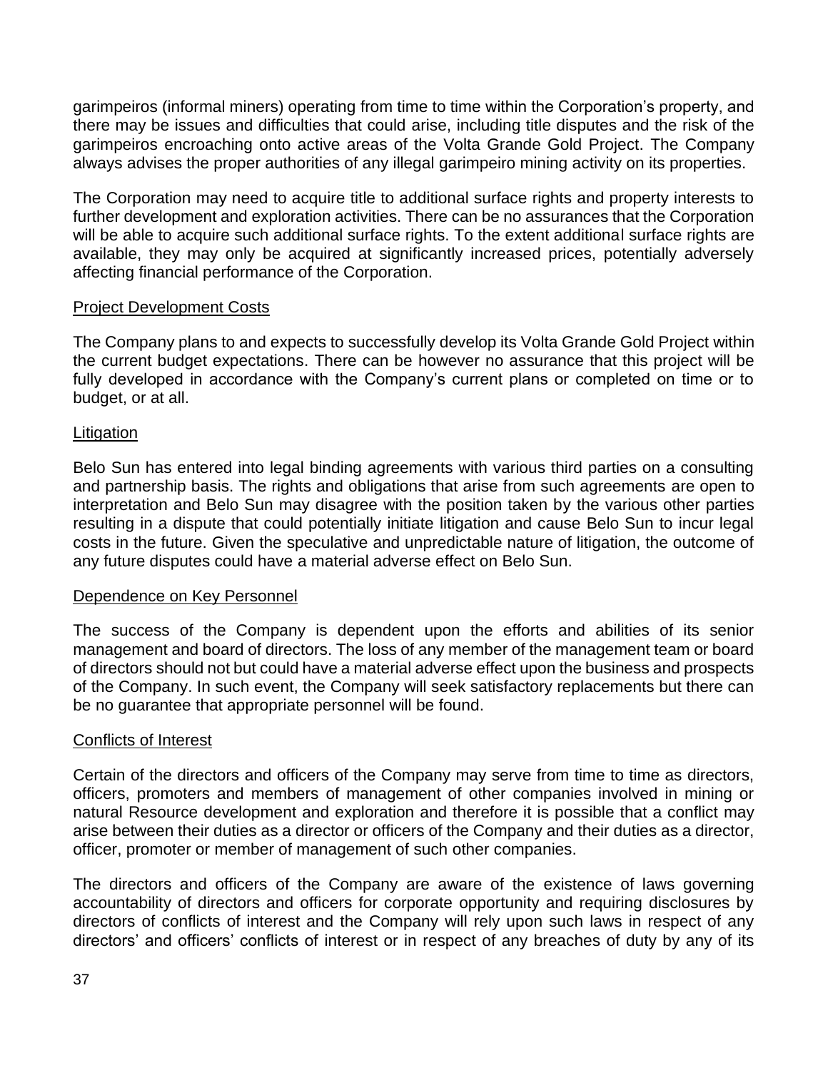garimpeiros (informal miners) operating from time to time within the Corporation's property, and there may be issues and difficulties that could arise, including title disputes and the risk of the garimpeiros encroaching onto active areas of the Volta Grande Gold Project. The Company always advises the proper authorities of any illegal garimpeiro mining activity on its properties.

The Corporation may need to acquire title to additional surface rights and property interests to further development and exploration activities. There can be no assurances that the Corporation will be able to acquire such additional surface rights. To the extent additional surface rights are available, they may only be acquired at significantly increased prices, potentially adversely affecting financial performance of the Corporation.

<u>Project Development Costs</u>

The Company plans to and expects to successfully develop its Volta Grande Gold Project within the current budget expectations. There can be however no assurance that this project will be fully developed in accordance with the Company's current plans or completed on time or to budget, or at all.

<u>Litigation</u>

Belo Sun has entered into legal binding agreements with various third parties on a consulting and partnership basis. The rights and obligations that arise from such agreements are open to interpretation and Belo Sun may disagree with the position taken by the various other parties resulting in a dispute that could potentially initiate litigation and cause Belo Sun to incur legal costs in the future. Given the speculative and unpredictable nature of litigation, the outcome of any future disputes could have a material adverse effect on Belo Sun.

<u>Dependence on Key Personnel</u>

The success of the Company is dependent upon the efforts and abilities of its senior management and board of directors. The loss of any member of the management team or board of directors should not but could have a material adverse effect upon the business and prospects of the Company. In such event, the Company will seek satisfactory replacements but there can be no guarantee that appropriate personnel will be found.

<u>Conflicts of Interest</u>

Certain of the directors and officers of the Company may serve from time to time as directors, officers, promoters and members of management of other companies involved in mining or natural Resource development and exploration and therefore it is possible that a conflict may arise between their duties as a director or officers of the Company and their duties as a director, officer, promoter or member of management of such other companies.

The directors and officers of the Company are aware of the existence of laws governing accountability of directors and officers for corporate opportunity and requiring disclosures by directors of conflicts of interest and the Company will rely upon such laws in respect of any directors' and officers' conflicts of interest or in respect of any breaches of duty by any of its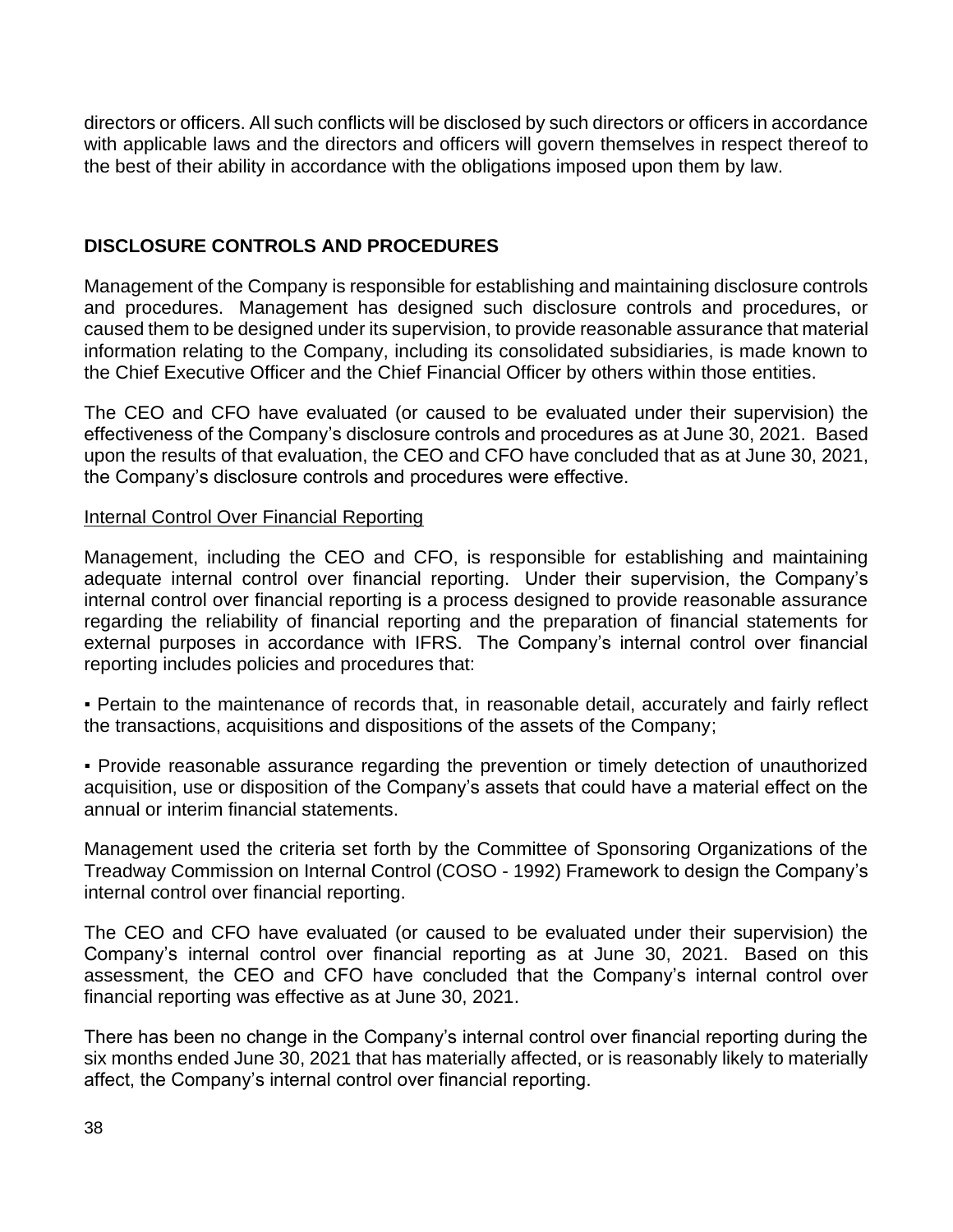directors or officers. All such conflicts will be disclosed by such directors or officers in accordance with applicable laws and the directors and officers will govern themselves in respect thereof to the best of their ability in accordance with the obligations imposed upon them by law.

## DISCLOSURE CONTROLS AND PROCEDURES

Management of the Company is responsible for establishing and maintaining disclosure controls and procedures. Management has designed such disclosure controls and procedures, or caused them to be designed under its supervision, to provide reasonable assurance that material information relating to the Company, including its consolidated subsidiaries, is made known to the Chief Executive Officer and the Chief Financial Officer by others within those entities.

The CEO and CFO have evaluated (or caused to be evaluated under their supervision) the effectiveness of the Company's disclosure controls and procedures as at June 30, 2021. Based upon the results of that evaluation, the CEO and CFO have concluded that as at June 30, 2021, the Company's disclosure controls and procedures were effective.

### Internal Control Over Financial Reporting

Management, including the CEO and CFO, is responsible for establishing and maintaining adequate internal control over financial reporting. Under their supervision, the Company's internal control over financial reporting is a process designed to provide reasonable assurance regarding the reliability of financial reporting and the preparation of financial statements for external purposes in accordance with IFRS. The Company's internal control over financial reporting includes policies and procedures that:

- Pertain to the maintenance of records that, in reasonable detail, accurately and fairly reflect the transactions, acquisitions and dispositions of the assets of the Company;

- Provide reasonable assurance regarding the prevention or timely detection of unauthorized acquisition, use or disposition of the Company's assets that could have a material effect on the annual or interim financial statements.

Management used the criteria set forth by the Committee of Sponsoring Organizations of the Treadway Commission on Internal Control (COSO - 1992) Framework to design the Company's internal control over financial reporting.

The CEO and CFO have evaluated (or caused to be evaluated under their supervision) the Company's internal control over financial reporting as at June 30, 2021. Based on this assessment, the CEO and CFO have concluded that the Company's internal control over financial reporting was effective as at June 30, 2021.

There has been no change in the Company's internal control over financial reporting during the six months ended June 30, 2021 that has materially affected, or is reasonably likely to materially affect, the Company's internal control over financial reporting.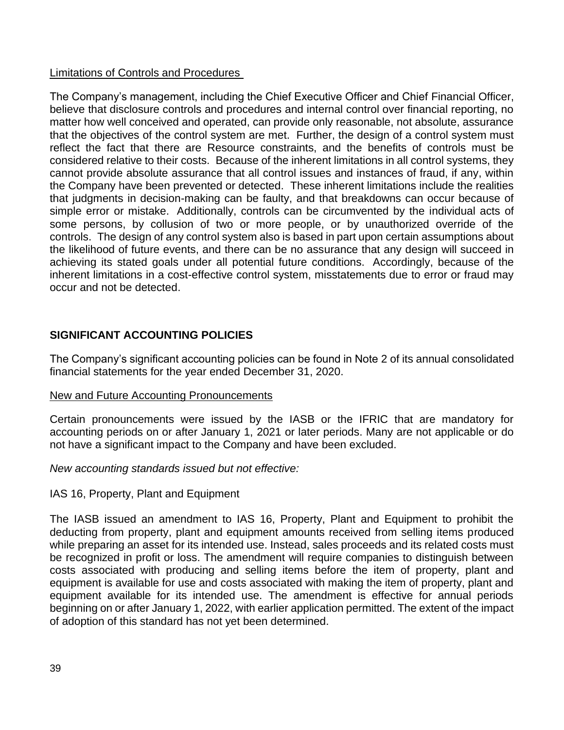<u>Limitations of Controls and Procedures</u>

The Company's management, including the Chief Executive Officer and Chief Financial Officer, believe that disclosure controls and procedures and internal control over financial reporting, no matter how well conceived and operated, can provide only reasonable, not absolute, assurance that the objectives of the control system are met. Further, the design of a control system must reflect the fact that there are Resource constraints, and the benefits of controls must be considered relative to their costs. Because of the inherent limitations in all control systems, they cannot provide absolute assurance that all control issues and instances of fraud, if any, within the Company have been prevented or detected. These inherent limitations include the realities that judgments in decision-making can be faulty, and that breakdowns can occur because of simple error or mistake. Additionally, controls can be circumvented by the individual acts of some persons, by collusion of two or more people, or by unauthorized override of the controls. The design of any control system also is based in part upon certain assumptions about the likelihood of future events, and there can be no assurance that any design will succeed in achieving its stated goals under all potential future conditions. Accordingly, because of the inherent limitations in a cost-effective control system, misstatements due to error or fraud may occur and not be detected.

## SIGNIFICANT ACCOUNTING POLICIES

The Company's significant accounting policies can be found in Note 2 of its annual consolidated financial statements for the year ended December 31, 2020.

<u>New and Future Accounting Pronouncements</u>

Certain pronouncements were issued by the IASB or the IFRIC that are mandatory for accounting periods on or after January 1, 2021 or later periods. Many are not applicable or do not have a significant impact to the Company and have been excluded.

*New accounting standards issued but not effective:*

IAS 16, Property, Plant and Equipment

The IASB issued an amendment to IAS 16, Property, Plant and Equipment to prohibit the deducting from property, plant and equipment amounts received from selling items produced while preparing an asset for its intended use. Instead, sales proceeds and its related costs must be recognized in profit or loss. The amendment will require companies to distinguish between costs associated with producing and selling items before the item of property, plant and equipment is available for use and costs associated with making the item of property, plant and equipment available for its intended use. The amendment is effective for annual periods beginning on or after January 1, 2022, with earlier application permitted. The extent of the impact of adoption of this standard has not yet been determined.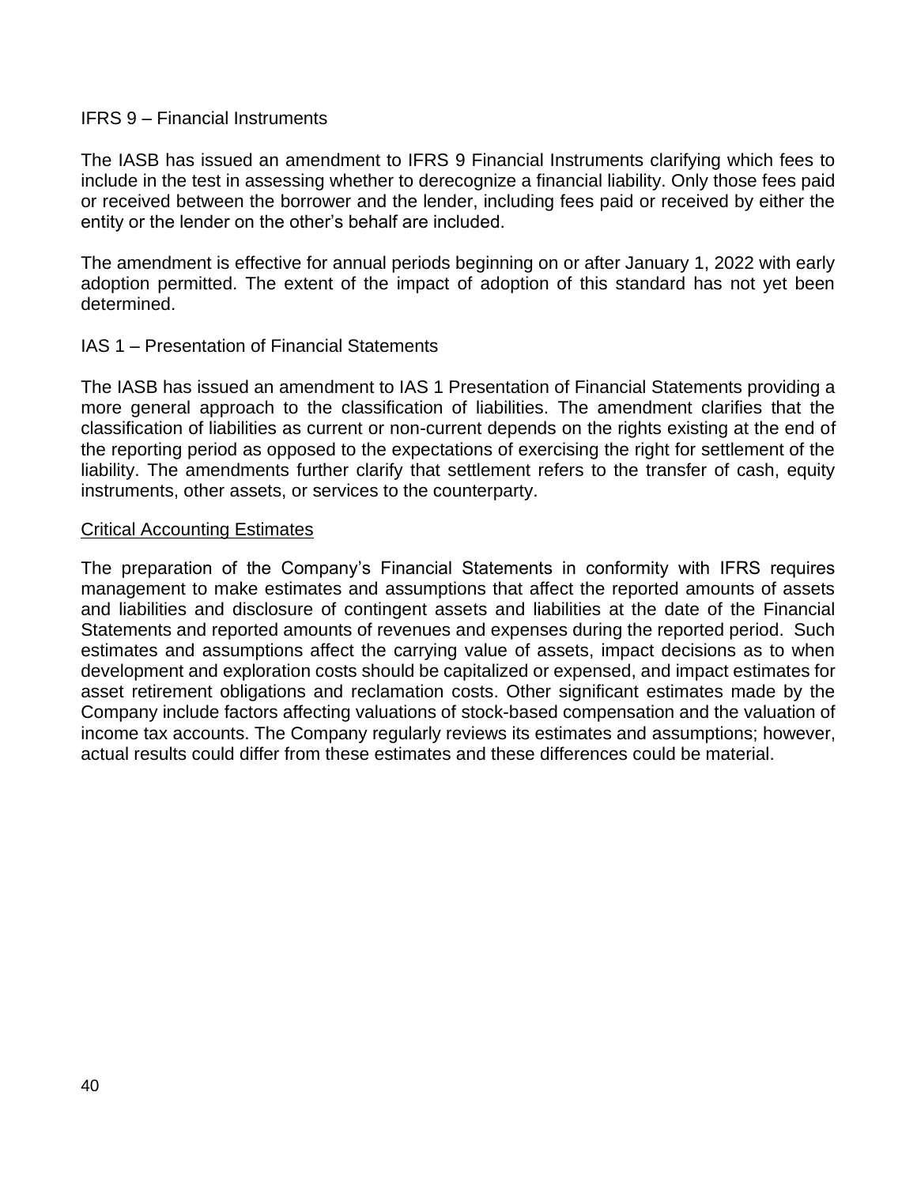### IFRS 9 – Financial Instruments

The IASB has issued an amendment to IFRS 9 Financial Instruments clarifying which fees to include in the test in assessing whether to derecognize a financial liability. Only those fees paid or received between the borrower and the lender, including fees paid or received by either the entity or the lender on the other's behalf are included.

The amendment is effective for annual periods beginning on or after January 1, 2022 with early adoption permitted. The extent of the impact of adoption of this standard has not yet been determined.

### IAS 1 – Presentation of Financial Statements

The IASB has issued an amendment to IAS 1 Presentation of Financial Statements providing a more general approach to the classification of liabilities. The amendment clarifies that the classification of liabilities as current or non-current depends on the rights existing at the end of the reporting period as opposed to the expectations of exercising the right for settlement of the liability. The amendments further clarify that settlement refers to the transfer of cash, equity instruments, other assets, or services to the counterparty.

## Critical Accounting Estimates

The preparation of the Company's Financial Statements in conformity with IFRS requires management to make estimates and assumptions that affect the reported amounts of assets and liabilities and disclosure of contingent assets and liabilities at the date of the Financial Statements and reported amounts of revenues and expenses during the reported period. Such estimates and assumptions affect the carrying value of assets, impact decisions as to when development and exploration costs should be capitalized or expensed, and impact estimates for asset retirement obligations and reclamation costs. Other significant estimates made by the Company include factors affecting valuations of stock-based compensation and the valuation of income tax accounts. The Company regularly reviews its estimates and assumptions; however, actual results could differ from these estimates and these differences could be material.